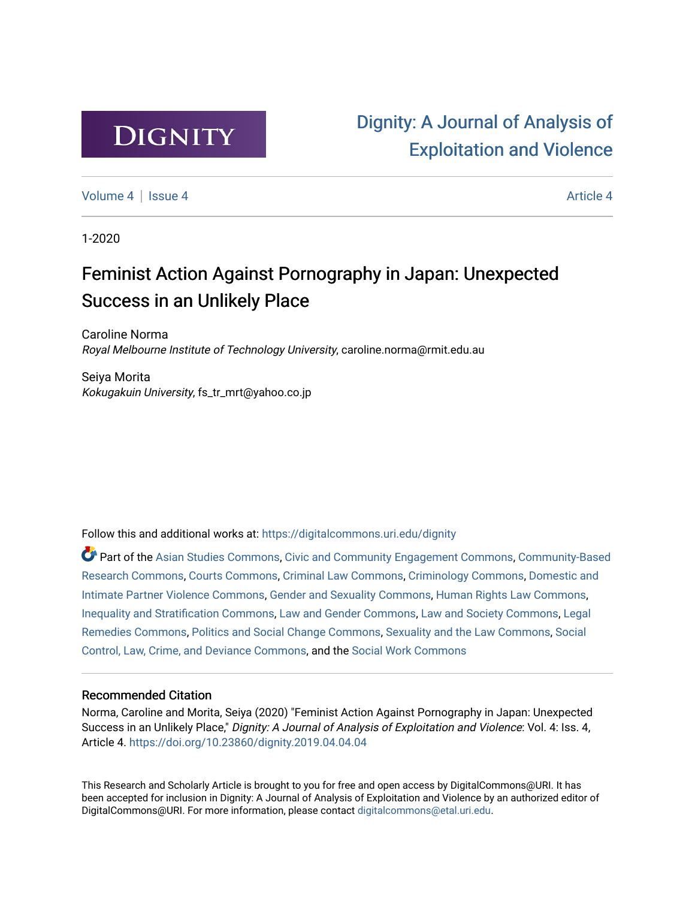DIGNITY

Dignity: A Journal of Analysis of Exploitation and Violence

Volume 4 | Issue 4 | Article 4

1-2020

# Feminist Action Against Pornography in Japan: Unexpected Success in an Unlikely Place

Caroline Norma
*Royal Melbourne Institute of Technology University*, caroline.norma@rmit.edu.au

Seiya Morita
*Kokugakuin University*, fs_tr_mrt@yahoo.co.jp

Follow this and additional works at: https://digitalcommons.uri.edu/dignity

Part of the Asian Studies Commons, Civic and Community Engagement Commons, Community-Based Research Commons, Courts Commons, Criminal Law Commons, Criminology Commons, Domestic and Intimate Partner Violence Commons, Gender and Sexuality Commons, Human Rights Law Commons, Inequality and Stratification Commons, Law and Gender Commons, Law and Society Commons, Legal Remedies Commons, Politics and Social Change Commons, Sexuality and the Law Commons, Social Control, Law, Crime, and Deviance Commons, and the Social Work Commons

### Recommended Citation

Norma, Caroline and Morita, Seiya (2020) "Feminist Action Against Pornography in Japan: Unexpected Success in an Unlikely Place," *Dignity: A Journal of Analysis of Exploitation and Violence*: Vol. 4: Iss. 4, Article 4. https://doi.org/10.23860/dignity.2019.04.04.04

This Research and Scholarly Article is brought to you for free and open access by DigitalCommons@URI. It has been accepted for inclusion in Dignity: A Journal of Analysis of Exploitation and Violence by an authorized editor of DigitalCommons@URI. For more information, please contact digitalcommons@etal.uri.edu.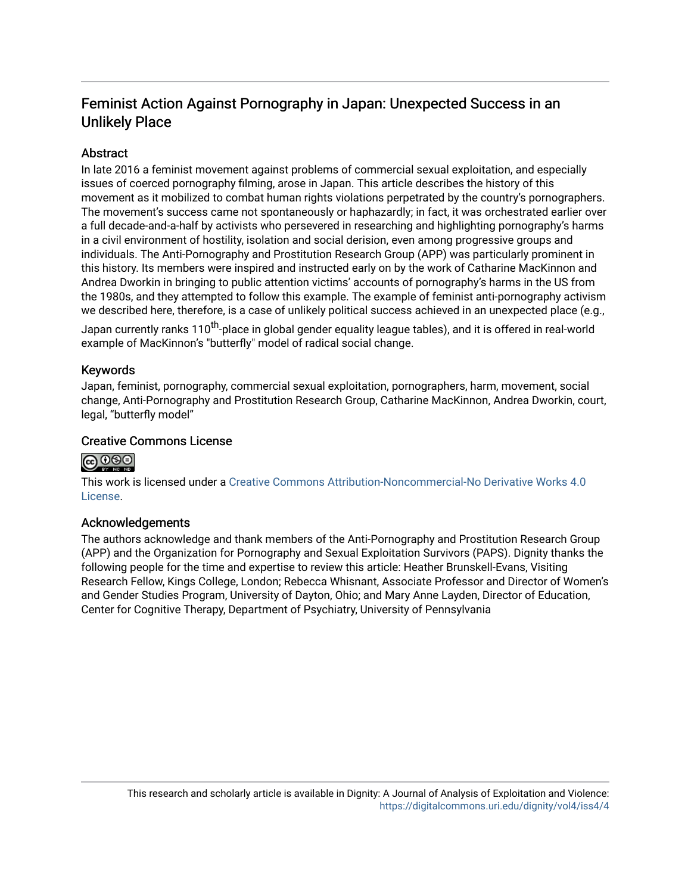# Feminist Action Against Pornography in Japan: Unexpected Success in an Unlikely Place

## Abstract

In late 2016 a feminist movement against problems of commercial sexual exploitation, and especially issues of coerced pornography filming, arose in Japan. This article describes the history of this movement as it mobilized to combat human rights violations perpetrated by the country's pornographers. The movement's success came not spontaneously or haphazardly; in fact, it was orchestrated earlier over a full decade-and-a-half by activists who persevered in researching and highlighting pornography's harms in a civil environment of hostility, isolation and social derision, even among progressive groups and individuals. The Anti-Pornography and Prostitution Research Group (APP) was particularly prominent in this history. Its members were inspired and instructed early on by the work of Catharine MacKinnon and Andrea Dworkin in bringing to public attention victims' accounts of pornography's harms in the US from the 1980s, and they attempted to follow this example. The example of feminist anti-pornography activism we described here, therefore, is a case of unlikely political success achieved in an unexpected place (e.g., Japan currently ranks 110$^{th}$-place in global gender equality league tables), and it is offered in real-world example of MacKinnon's "butterfly" model of radical social change.

## Keywords

Japan, feminist, pornography, commercial sexual exploitation, pornographers, harm, movement, social change, Anti-Pornography and Prostitution Research Group, Catharine MacKinnon, Andrea Dworkin, court, legal, "butterfly model"

## Creative Commons License

This work is licensed under a Creative Commons Attribution-Noncommercial-No Derivative Works 4.0 License.

## Acknowledgements

The authors acknowledge and thank members of the Anti-Pornography and Prostitution Research Group (APP) and the Organization for Pornography and Sexual Exploitation Survivors (PAPS). Dignity thanks the following people for the time and expertise to review this article: Heather Brunskell-Evans, Visiting Research Fellow, Kings College, London; Rebecca Whisnant, Associate Professor and Director of Women's and Gender Studies Program, University of Dayton, Ohio; and Mary Anne Layden, Director of Education, Center for Cognitive Therapy, Department of Psychiatry, University of Pennsylvania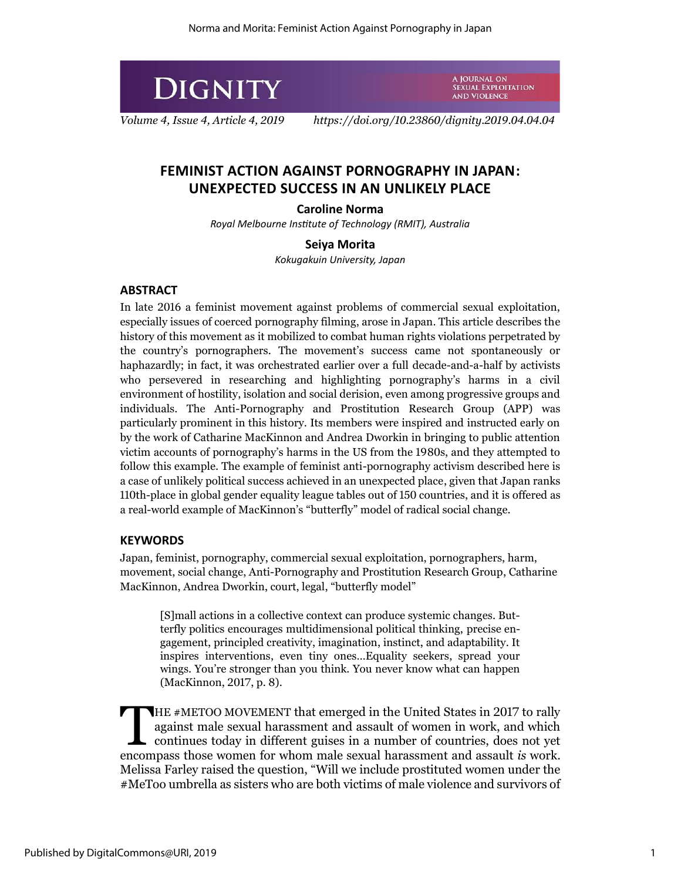# DIGNITY

A JOURNAL ON SEXUAL EXPLOITATION AND VIOLENCE

*Volume 4, Issue 4, Article 4, 2019* *https://doi.org/10.23860/dignity.2019.04.04.04*

## FEMINIST ACTION AGAINST PORNOGRAPHY IN JAPAN: UNEXPECTED SUCCESS IN AN UNLIKELY PLACE

**Caroline Norma**

*Royal Melbourne Institute of Technology (RMIT), Australia*

**Seiya Morita**

*Kokugakuin University, Japan*

### ABSTRACT

In late 2016 a feminist movement against problems of commercial sexual exploitation, especially issues of coerced pornography filming, arose in Japan. This article describes the history of this movement as it mobilized to combat human rights violations perpetrated by the country's pornographers. The movement's success came not spontaneously or haphazardly; in fact, it was orchestrated earlier over a full decade-and-a-half by activists who persevered in researching and highlighting pornography's harms in a civil environment of hostility, isolation and social derision, even among progressive groups and individuals. The Anti-Pornography and Prostitution Research Group (APP) was particularly prominent in this history. Its members were inspired and instructed early on by the work of Catharine MacKinnon and Andrea Dworkin in bringing to public attention victim accounts of pornography's harms in the US from the 1980s, and they attempted to follow this example. The example of feminist anti-pornography activism described here is a case of unlikely political success achieved in an unexpected place, given that Japan ranks 110th-place in global gender equality league tables out of 150 countries, and it is offered as a real-world example of MacKinnon's "butterfly" model of radical social change.

### KEYWORDS

Japan, feminist, pornography, commercial sexual exploitation, pornographers, harm, movement, social change, Anti-Pornography and Prostitution Research Group, Catharine MacKinnon, Andrea Dworkin, court, legal, "butterfly model"

> [S]mall actions in a collective context can produce systemic changes. Butterfly politics encourages multidimensional political thinking, precise engagement, principled creativity, imagination, instinct, and adaptability. It inspires interventions, even tiny ones...Equality seekers, spread your wings. You're stronger than you think. You never know what can happen (MacKinnon, 2017, p. 8).

THE #METOO MOVEMENT that emerged in the United States in 2017 to rally against male sexual harassment and assault of women in work, and which continues today in different guises in a number of countries, does not yet encompass those women for whom male sexual harassment and assault *is* work. Melissa Farley raised the question, "Will we include prostituted women under the #MeToo umbrella as sisters who are both victims of male violence and survivors of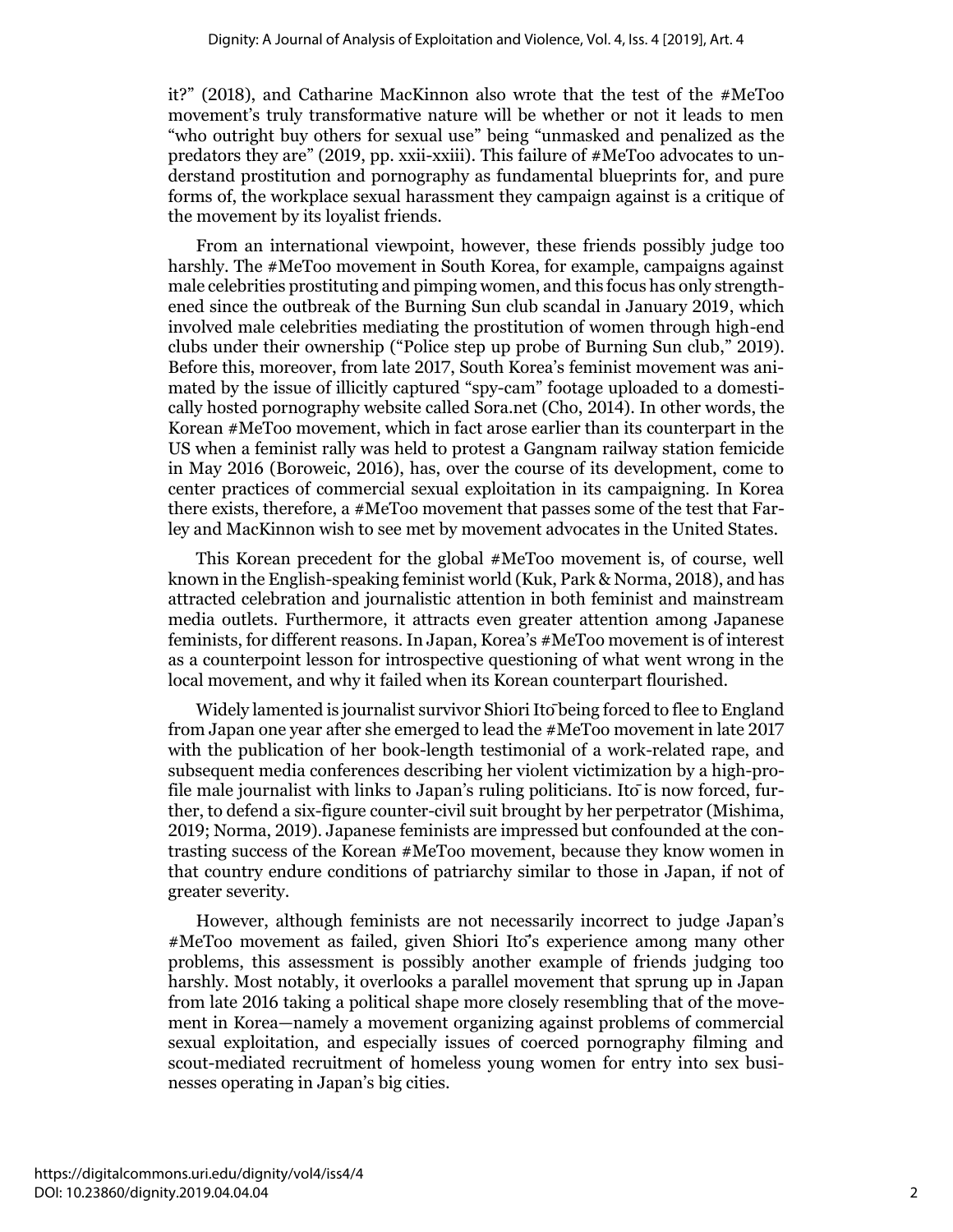it?" (2018), and Catharine MacKinnon also wrote that the test of the #MeToo movement's truly transformative nature will be whether or not it leads to men "who outright buy others for sexual use" being "unmasked and penalized as the predators they are" (2019, pp. xxii-xxiii). This failure of #MeToo advocates to understand prostitution and pornography as fundamental blueprints for, and pure forms of, the workplace sexual harassment they campaign against is a critique of the movement by its loyalist friends.

From an international viewpoint, however, these friends possibly judge too harshly. The #MeToo movement in South Korea, for example, campaigns against male celebrities prostituting and pimping women, and this focus has only strengthened since the outbreak of the Burning Sun club scandal in January 2019, which involved male celebrities mediating the prostitution of women through high-end clubs under their ownership ("Police step up probe of Burning Sun club," 2019). Before this, moreover, from late 2017, South Korea's feminist movement was animated by the issue of illicitly captured "spy-cam" footage uploaded to a domestically hosted pornography website called Sora.net (Cho, 2014). In other words, the Korean #MeToo movement, which in fact arose earlier than its counterpart in the US when a feminist rally was held to protest a Gangnam railway station femicide in May 2016 (Boroweic, 2016), has, over the course of its development, come to center practices of commercial sexual exploitation in its campaigning. In Korea there exists, therefore, a #MeToo movement that passes some of the test that Farley and MacKinnon wish to see met by movement advocates in the United States.

This Korean precedent for the global #MeToo movement is, of course, well known in the English-speaking feminist world (Kuk, Park & Norma, 2018), and has attracted celebration and journalistic attention in both feminist and mainstream media outlets. Furthermore, it attracts even greater attention among Japanese feminists, for different reasons. In Japan, Korea's #MeToo movement is of interest as a counterpoint lesson for introspective questioning of what went wrong in the local movement, and why it failed when its Korean counterpart flourished.

Widely lamented is journalist survivor Shiori Itō being forced to flee to England from Japan one year after she emerged to lead the #MeToo movement in late 2017 with the publication of her book-length testimonial of a work-related rape, and subsequent media conferences describing her violent victimization by a high-profile male journalist with links to Japan's ruling politicians. Itō is now forced, further, to defend a six-figure counter-civil suit brought by her perpetrator (Mishima, 2019; Norma, 2019). Japanese feminists are impressed but confounded at the contrasting success of the Korean #MeToo movement, because they know women in that country endure conditions of patriarchy similar to those in Japan, if not of greater severity.

However, although feminists are not necessarily incorrect to judge Japan's #MeToo movement as failed, given Shiori Itō's experience among many other problems, this assessment is possibly another example of friends judging too harshly. Most notably, it overlooks a parallel movement that sprung up in Japan from late 2016 taking a political shape more closely resembling that of the movement in Korea—namely a movement organizing against problems of commercial sexual exploitation, and especially issues of coerced pornography filming and scout-mediated recruitment of homeless young women for entry into sex businesses operating in Japan's big cities.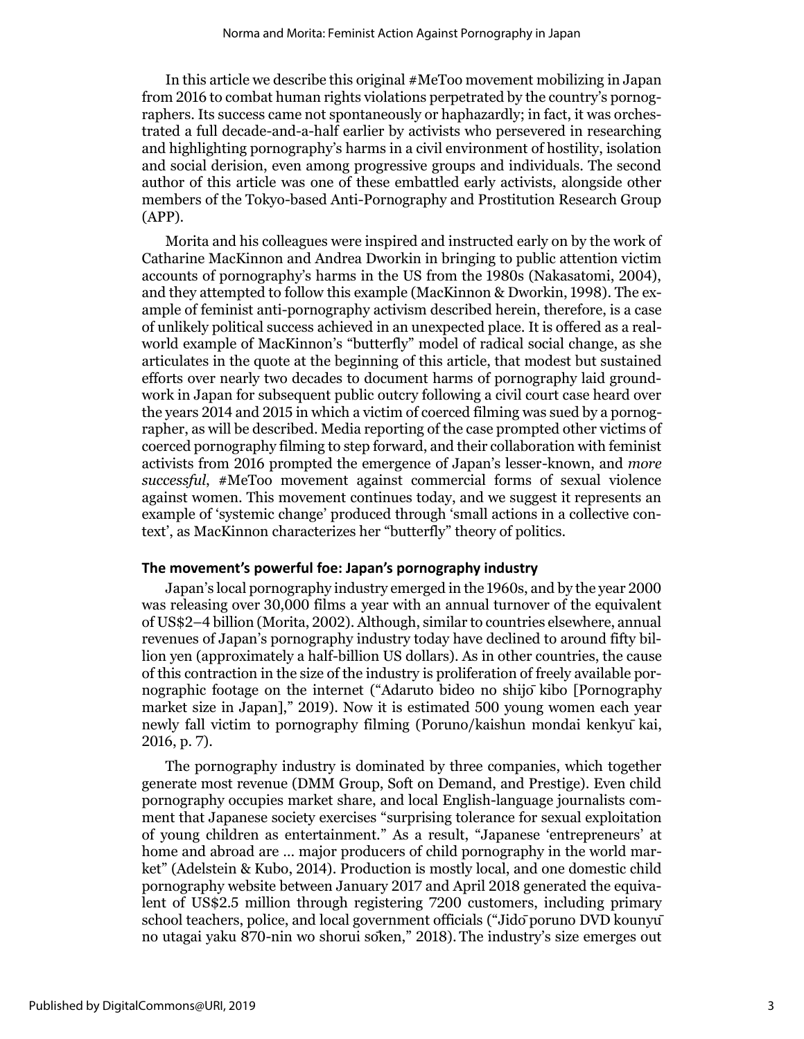In this article we describe this original #MeToo movement mobilizing in Japan from 2016 to combat human rights violations perpetrated by the country's pornographers. Its success came not spontaneously or haphazardly; in fact, it was orchestrated a full decade-and-a-half earlier by activists who persevered in researching and highlighting pornography's harms in a civil environment of hostility, isolation and social derision, even among progressive groups and individuals. The second author of this article was one of these embattled early activists, alongside other members of the Tokyo-based Anti-Pornography and Prostitution Research Group (APP).

Morita and his colleagues were inspired and instructed early on by the work of Catharine MacKinnon and Andrea Dworkin in bringing to public attention victim accounts of pornography's harms in the US from the 1980s (Nakasatomi, 2004), and they attempted to follow this example (MacKinnon & Dworkin, 1998). The example of feminist anti-pornography activism described herein, therefore, is a case of unlikely political success achieved in an unexpected place. It is offered as a real-world example of MacKinnon's "butterfly" model of radical social change, as she articulates in the quote at the beginning of this article, that modest but sustained efforts over nearly two decades to document harms of pornography laid groundwork in Japan for subsequent public outcry following a civil court case heard over the years 2014 and 2015 in which a victim of coerced filming was sued by a pornographer, as will be described. Media reporting of the case prompted other victims of coerced pornography filming to step forward, and their collaboration with feminist activists from 2016 prompted the emergence of Japan's lesser-known, and *more successful*, #MeToo movement against commercial forms of sexual violence against women. This movement continues today, and we suggest it represents an example of 'systemic change' produced through 'small actions in a collective context', as MacKinnon characterizes her "butterfly" theory of politics.

## The movement's powerful foe: Japan's pornography industry

Japan's local pornography industry emerged in the 1960s, and by the year 2000 was releasing over 30,000 films a year with an annual turnover of the equivalent of US$2–4 billion (Morita, 2002). Although, similar to countries elsewhere, annual revenues of Japan's pornography industry today have declined to around fifty billion yen (approximately a half-billion US dollars). As in other countries, the cause of this contraction in the size of the industry is proliferation of freely available pornographic footage on the internet ("Adaruto bideo no shijō kibo [Pornography market size in Japan]," 2019). Now it is estimated 500 young women each year newly fall victim to pornography filming (Poruno/kaishun mondai kenkyū kai, 2016, p. 7).

The pornography industry is dominated by three companies, which together generate most revenue (DMM Group, Soft on Demand, and Prestige). Even child pornography occupies market share, and local English-language journalists comment that Japanese society exercises "surprising tolerance for sexual exploitation of young children as entertainment." As a result, "Japanese 'entrepreneurs' at home and abroad are … major producers of child pornography in the world market" (Adelstein & Kubo, 2014). Production is mostly local, and one domestic child pornography website between January 2017 and April 2018 generated the equivalent of US$2.5 million through registering 7200 customers, including primary school teachers, police, and local government officials ("Jidō poruno DVD kounyū no utagai yaku 870-nin wo shorui sōken," 2018). The industry's size emerges out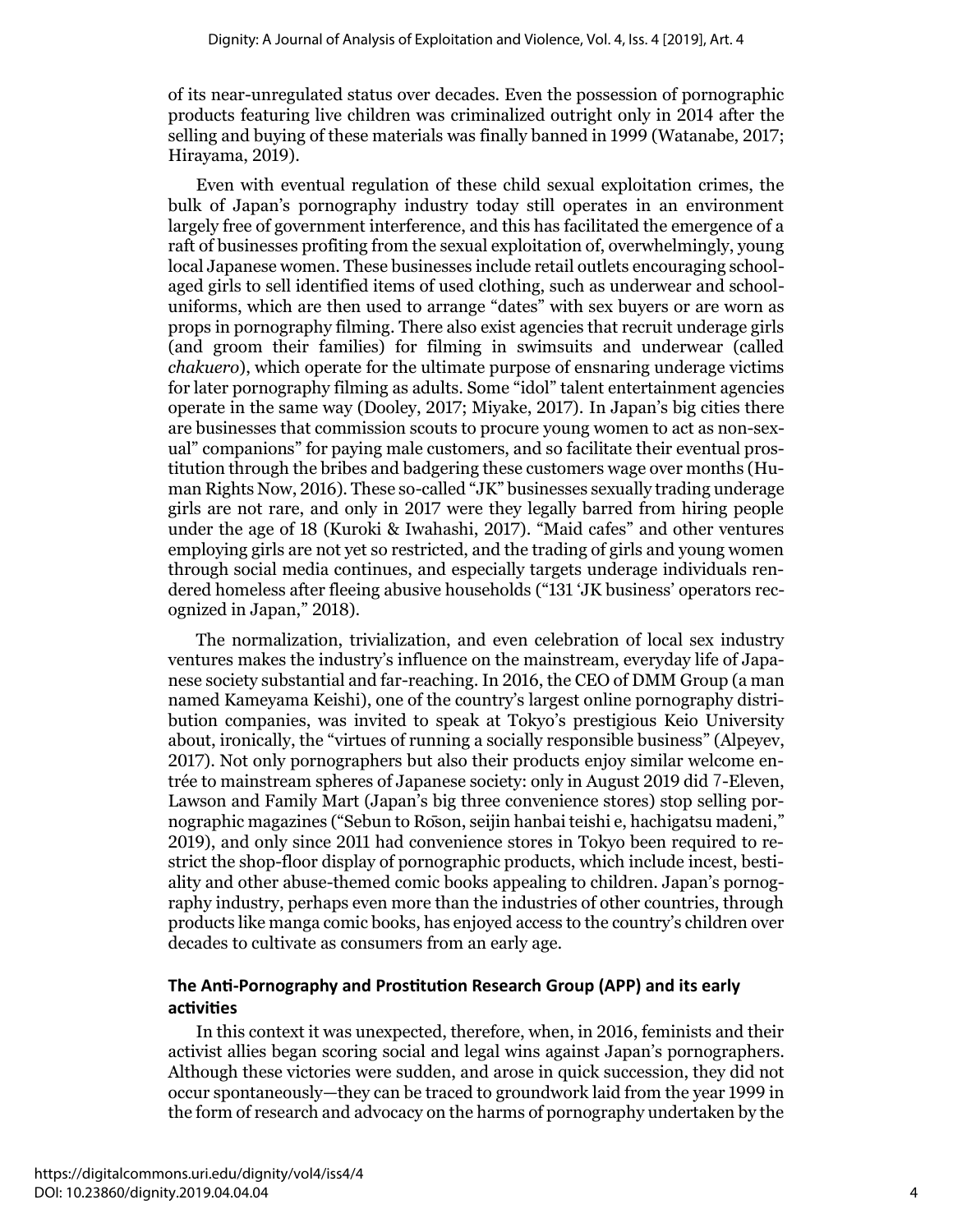of its near-unregulated status over decades. Even the possession of pornographic products featuring live children was criminalized outright only in 2014 after the selling and buying of these materials was finally banned in 1999 (Watanabe, 2017; Hirayama, 2019).

Even with eventual regulation of these child sexual exploitation crimes, the bulk of Japan's pornography industry today still operates in an environment largely free of government interference, and this has facilitated the emergence of a raft of businesses profiting from the sexual exploitation of, overwhelmingly, young local Japanese women. These businesses include retail outlets encouraging school-aged girls to sell identified items of used clothing, such as underwear and school-uniforms, which are then used to arrange "dates" with sex buyers or are worn as props in pornography filming. There also exist agencies that recruit underage girls (and groom their families) for filming in swimsuits and underwear (called *chakuero*), which operate for the ultimate purpose of ensnaring underage victims for later pornography filming as adults. Some "idol" talent entertainment agencies operate in the same way (Dooley, 2017; Miyake, 2017). In Japan's big cities there are businesses that commission scouts to procure young women to act as non-sexual" companions" for paying male customers, and so facilitate their eventual prostitution through the bribes and badgering these customers wage over months (Human Rights Now, 2016). These so-called "JK" businesses sexually trading underage girls are not rare, and only in 2017 were they legally barred from hiring people under the age of 18 (Kuroki & Iwahashi, 2017). "Maid cafes" and other ventures employing girls are not yet so restricted, and the trading of girls and young women through social media continues, and especially targets underage individuals rendered homeless after fleeing abusive households ("131 'JK business' operators recognized in Japan," 2018).

The normalization, trivialization, and even celebration of local sex industry ventures makes the industry's influence on the mainstream, everyday life of Japanese society substantial and far-reaching. In 2016, the CEO of DMM Group (a man named Kameyama Keishi), one of the country's largest online pornography distribution companies, was invited to speak at Tokyo's prestigious Keio University about, ironically, the "virtues of running a socially responsible business" (Alpeyev, 2017). Not only pornographers but also their products enjoy similar welcome entrée to mainstream spheres of Japanese society: only in August 2019 did 7-Eleven, Lawson and Family Mart (Japan's big three convenience stores) stop selling pornographic magazines ("Sebun to Rōson, seijin hanbai teishi e, hachigatsu madeni," 2019), and only since 2011 had convenience stores in Tokyo been required to restrict the shop-floor display of pornographic products, which include incest, bestiality and other abuse-themed comic books appealing to children. Japan's pornography industry, perhaps even more than the industries of other countries, through products like manga comic books, has enjoyed access to the country's children over decades to cultivate as consumers from an early age.

### The Anti-Pornography and Prostitution Research Group (APP) and its early activities

In this context it was unexpected, therefore, when, in 2016, feminists and their activist allies began scoring social and legal wins against Japan's pornographers. Although these victories were sudden, and arose in quick succession, they did not occur spontaneously—they can be traced to groundwork laid from the year 1999 in the form of research and advocacy on the harms of pornography undertaken by the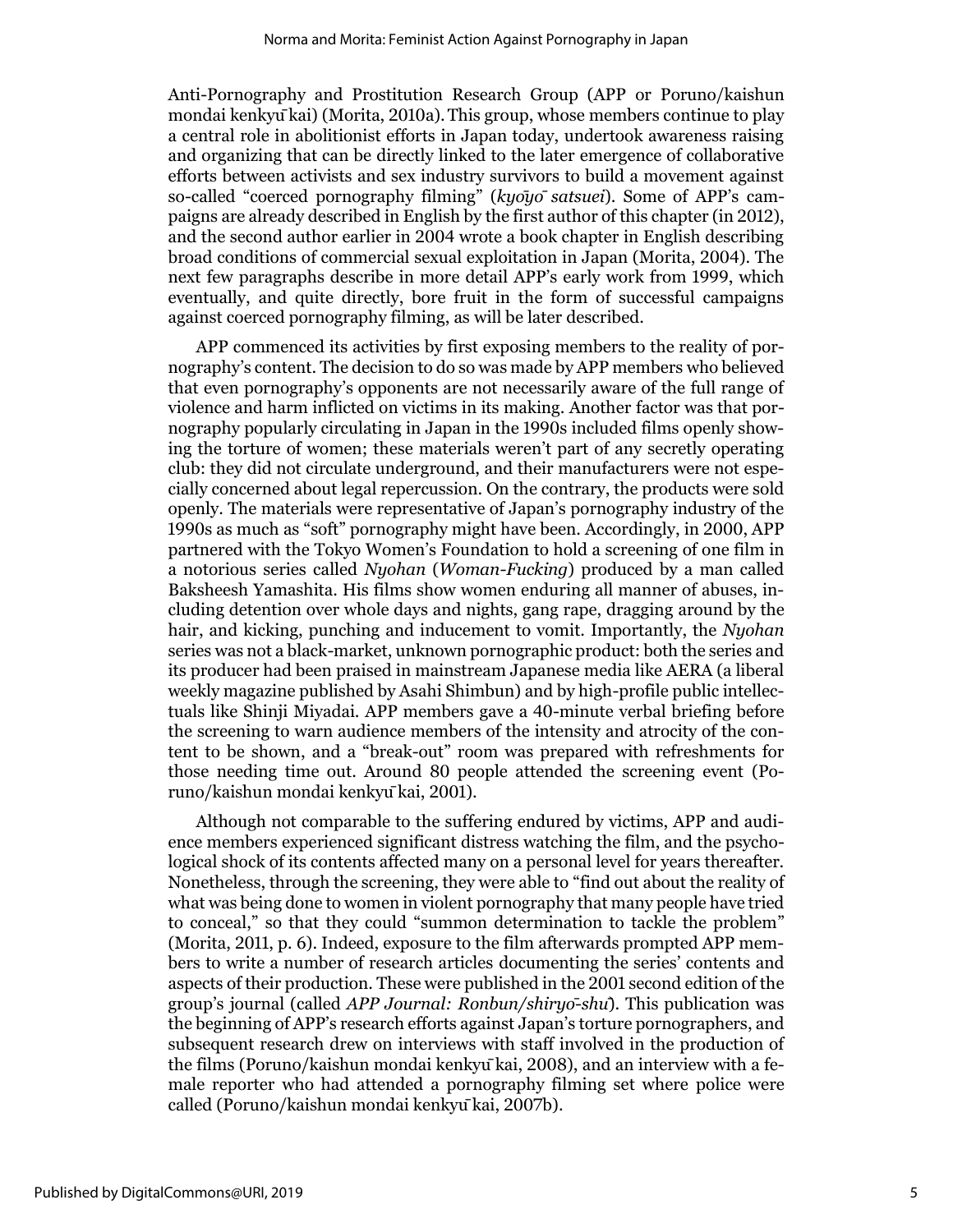Anti-Pornography and Prostitution Research Group (APP or Poruno/kaishun mondai kenkyūkai) (Morita, 2010a). This group, whose members continue to play a central role in abolitionist efforts in Japan today, undertook awareness raising and organizing that can be directly linked to the later emergence of collaborative efforts between activists and sex industry survivors to build a movement against so-called "coerced pornography filming" (*kyōyō satsuei*). Some of APP's campaigns are already described in English by the first author of this chapter (in 2012), and the second author earlier in 2004 wrote a book chapter in English describing broad conditions of commercial sexual exploitation in Japan (Morita, 2004). The next few paragraphs describe in more detail APP's early work from 1999, which eventually, and quite directly, bore fruit in the form of successful campaigns against coerced pornography filming, as will be later described.

APP commenced its activities by first exposing members to the reality of pornography's content. The decision to do so was made by APP members who believed that even pornography's opponents are not necessarily aware of the full range of violence and harm inflicted on victims in its making. Another factor was that pornography popularly circulating in Japan in the 1990s included films openly showing the torture of women; these materials weren't part of any secretly operating club: they did not circulate underground, and their manufacturers were not especially concerned about legal repercussion. On the contrary, the products were sold openly. The materials were representative of Japan's pornography industry of the 1990s as much as "soft" pornography might have been. Accordingly, in 2000, APP partnered with the Tokyo Women's Foundation to hold a screening of one film in a notorious series called *Nyohan* (*Woman-Fucking*) produced by a man called Baksheesh Yamashita. His films show women enduring all manner of abuses, including detention over whole days and nights, gang rape, dragging around by the hair, and kicking, punching and inducement to vomit. Importantly, the *Nyohan* series was not a black-market, unknown pornographic product: both the series and its producer had been praised in mainstream Japanese media like AERA (a liberal weekly magazine published by Asahi Shimbun) and by high-profile public intellectuals like Shinji Miyadai. APP members gave a 40-minute verbal briefing before the screening to warn audience members of the intensity and atrocity of the content to be shown, and a "break-out" room was prepared with refreshments for those needing time out. Around 80 people attended the screening event (Poruno/kaishun mondai kenkyūkai, 2001).

Although not comparable to the suffering endured by victims, APP and audience members experienced significant distress watching the film, and the psychological shock of its contents affected many on a personal level for years thereafter. Nonetheless, through the screening, they were able to "find out about the reality of what was being done to women in violent pornography that many people have tried to conceal," so that they could "summon determination to tackle the problem" (Morita, 2011, p. 6). Indeed, exposure to the film afterwards prompted APP members to write a number of research articles documenting the series' contents and aspects of their production. These were published in the 2001 second edition of the group's journal (called *APP Journal: Ronbun/shiryō-shū*). This publication was the beginning of APP's research efforts against Japan's torture pornographers, and subsequent research drew on interviews with staff involved in the production of the films (Poruno/kaishun mondai kenkyūkai, 2008), and an interview with a female reporter who had attended a pornography filming set where police were called (Poruno/kaishun mondai kenkyūkai, 2007b).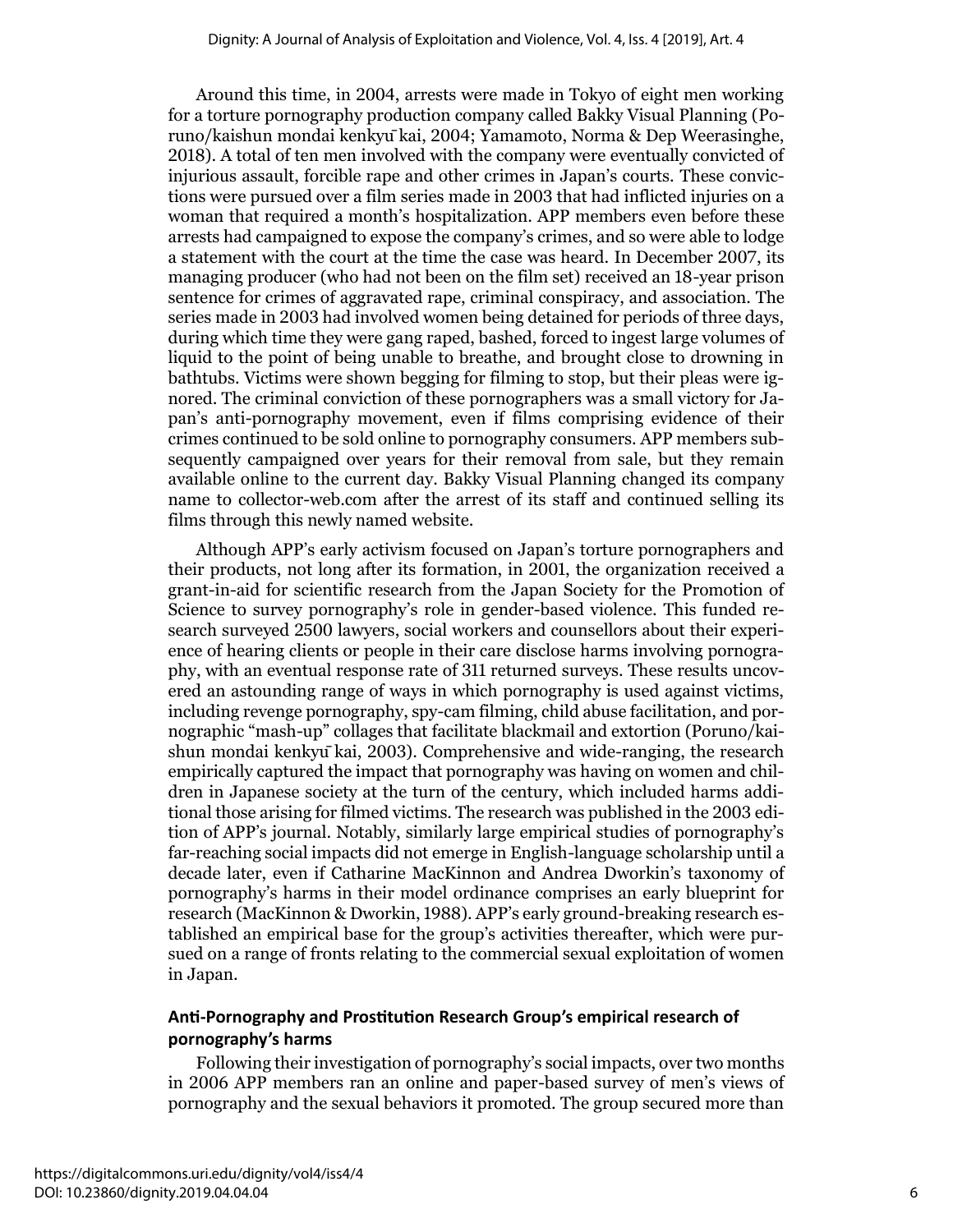Around this time, in 2004, arrests were made in Tokyo of eight men working for a torture pornography production company called Bakky Visual Planning (Poruno/kaishun mondai kenkyū kai, 2004; Yamamoto, Norma & Dep Weerasinghe, 2018). A total of ten men involved with the company were eventually convicted of injurious assault, forcible rape and other crimes in Japan's courts. These convictions were pursued over a film series made in 2003 that had inflicted injuries on a woman that required a month's hospitalization. APP members even before these arrests had campaigned to expose the company's crimes, and so were able to lodge a statement with the court at the time the case was heard. In December 2007, its managing producer (who had not been on the film set) received an 18-year prison sentence for crimes of aggravated rape, criminal conspiracy, and association. The series made in 2003 had involved women being detained for periods of three days, during which time they were gang raped, bashed, forced to ingest large volumes of liquid to the point of being unable to breathe, and brought close to drowning in bathtubs. Victims were shown begging for filming to stop, but their pleas were ignored. The criminal conviction of these pornographers was a small victory for Japan's anti-pornography movement, even if films comprising evidence of their crimes continued to be sold online to pornography consumers. APP members subsequently campaigned over years for their removal from sale, but they remain available online to the current day. Bakky Visual Planning changed its company name to collector-web.com after the arrest of its staff and continued selling its films through this newly named website.

Although APP's early activism focused on Japan's torture pornographers and their products, not long after its formation, in 2001, the organization received a grant-in-aid for scientific research from the Japan Society for the Promotion of Science to survey pornography's role in gender-based violence. This funded research surveyed 2500 lawyers, social workers and counsellors about their experience of hearing clients or people in their care disclose harms involving pornography, with an eventual response rate of 311 returned surveys. These results uncovered an astounding range of ways in which pornography is used against victims, including revenge pornography, spy-cam filming, child abuse facilitation, and pornographic "mash-up" collages that facilitate blackmail and extortion (Poruno/kaishun mondai kenkyū kai, 2003). Comprehensive and wide-ranging, the research empirically captured the impact that pornography was having on women and children in Japanese society at the turn of the century, which included harms additional those arising for filmed victims. The research was published in the 2003 edition of APP's journal. Notably, similarly large empirical studies of pornography's far-reaching social impacts did not emerge in English-language scholarship until a decade later, even if Catharine MacKinnon and Andrea Dworkin's taxonomy of pornography's harms in their model ordinance comprises an early blueprint for research (MacKinnon & Dworkin, 1988). APP's early ground-breaking research established an empirical base for the group's activities thereafter, which were pursued on a range of fronts relating to the commercial sexual exploitation of women in Japan.

### Anti-Pornography and Prostitution Research Group's empirical research of pornography's harms

Following their investigation of pornography's social impacts, over two months in 2006 APP members ran an online and paper-based survey of men's views of pornography and the sexual behaviors it promoted. The group secured more than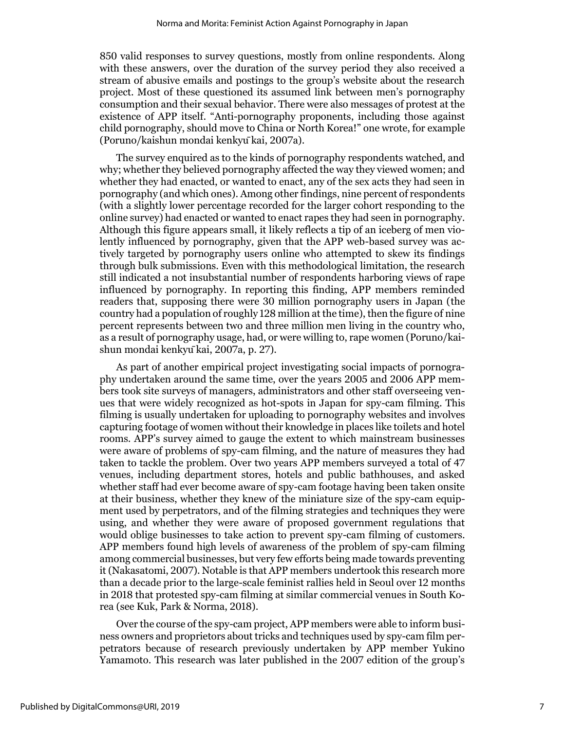850 valid responses to survey questions, mostly from online respondents. Along with these answers, over the duration of the survey period they also received a stream of abusive emails and postings to the group's website about the research project. Most of these questioned its assumed link between men's pornography consumption and their sexual behavior. There were also messages of protest at the existence of APP itself. "Anti-pornography proponents, including those against child pornography, should move to China or North Korea!" one wrote, for example (Poruno/kaishun mondai kenkyūkai, 2007a).

The survey enquired as to the kinds of pornography respondents watched, and why; whether they believed pornography affected the way they viewed women; and whether they had enacted, or wanted to enact, any of the sex acts they had seen in pornography (and which ones). Among other findings, nine percent of respondents (with a slightly lower percentage recorded for the larger cohort responding to the online survey) had enacted or wanted to enact rapes they had seen in pornography. Although this figure appears small, it likely reflects a tip of an iceberg of men violently influenced by pornography, given that the APP web-based survey was actively targeted by pornography users online who attempted to skew its findings through bulk submissions. Even with this methodological limitation, the research still indicated a not insubstantial number of respondents harboring views of rape influenced by pornography. In reporting this finding, APP members reminded readers that, supposing there were 30 million pornography users in Japan (the country had a population of roughly 128 million at the time), then the figure of nine percent represents between two and three million men living in the country who, as a result of pornography usage, had, or were willing to, rape women (Poruno/kaishun mondai kenkyūkai, 2007a, p. 27).

As part of another empirical project investigating social impacts of pornography undertaken around the same time, over the years 2005 and 2006 APP members took site surveys of managers, administrators and other staff overseeing venues that were widely recognized as hot-spots in Japan for spy-cam filming. This filming is usually undertaken for uploading to pornography websites and involves capturing footage of women without their knowledge in places like toilets and hotel rooms. APP's survey aimed to gauge the extent to which mainstream businesses were aware of problems of spy-cam filming, and the nature of measures they had taken to tackle the problem. Over two years APP members surveyed a total of 47 venues, including department stores, hotels and public bathhouses, and asked whether staff had ever become aware of spy-cam footage having been taken onsite at their business, whether they knew of the miniature size of the spy-cam equipment used by perpetrators, and of the filming strategies and techniques they were using, and whether they were aware of proposed government regulations that would oblige businesses to take action to prevent spy-cam filming of customers. APP members found high levels of awareness of the problem of spy-cam filming among commercial businesses, but very few efforts being made towards preventing it (Nakasatomi, 2007). Notable is that APP members undertook this research more than a decade prior to the large-scale feminist rallies held in Seoul over 12 months in 2018 that protested spy-cam filming at similar commercial venues in South Korea (see Kuk, Park & Norma, 2018).

Over the course of the spy-cam project, APP members were able to inform business owners and proprietors about tricks and techniques used by spy-cam film perpetrators because of research previously undertaken by APP member Yukino Yamamoto. This research was later published in the 2007 edition of the group's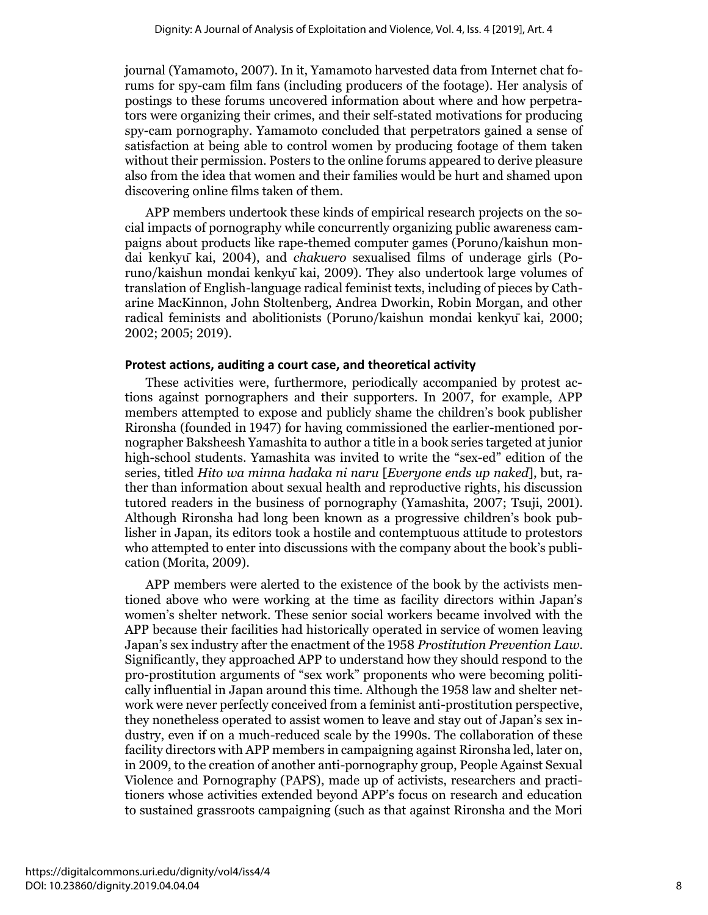journal (Yamamoto, 2007). In it, Yamamoto harvested data from Internet chat forums for spy-cam film fans (including producers of the footage). Her analysis of postings to these forums uncovered information about where and how perpetrators were organizing their crimes, and their self-stated motivations for producing spy-cam pornography. Yamamoto concluded that perpetrators gained a sense of satisfaction at being able to control women by producing footage of them taken without their permission. Posters to the online forums appeared to derive pleasure also from the idea that women and their families would be hurt and shamed upon discovering online films taken of them.

APP members undertook these kinds of empirical research projects on the social impacts of pornography while concurrently organizing public awareness campaigns about products like rape-themed computer games (Poruno/kaishun mondai kenkyū kai, 2004), and *chakuero* sexualised films of underage girls (Poruno/kaishun mondai kenkyū kai, 2009). They also undertook large volumes of translation of English-language radical feminist texts, including of pieces by Catharine MacKinnon, John Stoltenberg, Andrea Dworkin, Robin Morgan, and other radical feminists and abolitionists (Poruno/kaishun mondai kenkyū kai, 2000; 2002; 2005; 2019).

### Protest actions, auditing a court case, and theoretical activity

These activities were, furthermore, periodically accompanied by protest actions against pornographers and their supporters. In 2007, for example, APP members attempted to expose and publicly shame the children's book publisher Rironsha (founded in 1947) for having commissioned the earlier-mentioned pornographer Baksheesh Yamashita to author a title in a book series targeted at junior high-school students. Yamashita was invited to write the "sex-ed" edition of the series, titled *Hito wa minna hadaka ni naru* [*Everyone ends up naked*], but, rather than information about sexual health and reproductive rights, his discussion tutored readers in the business of pornography (Yamashita, 2007; Tsuji, 2001). Although Rironsha had long been known as a progressive children's book publisher in Japan, its editors took a hostile and contemptuous attitude to protestors who attempted to enter into discussions with the company about the book's publication (Morita, 2009).

APP members were alerted to the existence of the book by the activists mentioned above who were working at the time as facility directors within Japan's women's shelter network. These senior social workers became involved with the APP because their facilities had historically operated in service of women leaving Japan's sex industry after the enactment of the 1958 *Prostitution Prevention Law*. Significantly, they approached APP to understand how they should respond to the pro-prostitution arguments of "sex work" proponents who were becoming politically influential in Japan around this time. Although the 1958 law and shelter network were never perfectly conceived from a feminist anti-prostitution perspective, they nonetheless operated to assist women to leave and stay out of Japan's sex industry, even if on a much-reduced scale by the 1990s. The collaboration of these facility directors with APP members in campaigning against Rironsha led, later on, in 2009, to the creation of another anti-pornography group, People Against Sexual Violence and Pornography (PAPS), made up of activists, researchers and practitioners whose activities extended beyond APP's focus on research and education to sustained grassroots campaigning (such as that against Rironsha and the Mori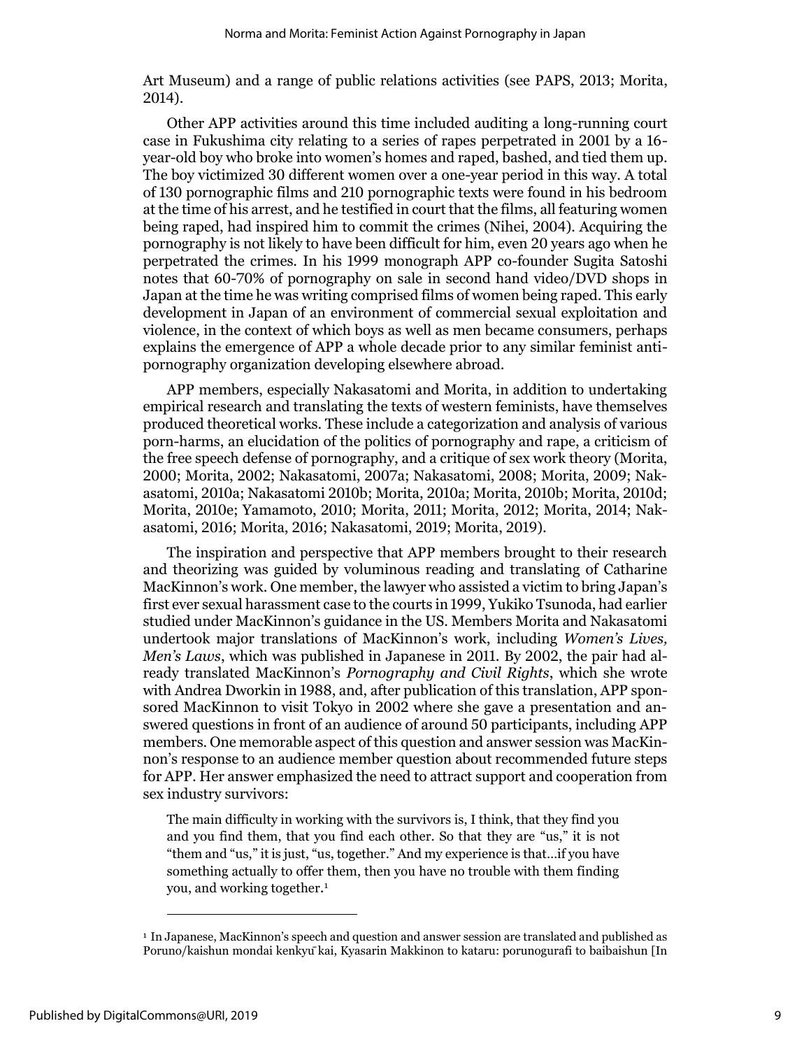Art Museum) and a range of public relations activities (see PAPS, 2013; Morita, 2014).

Other APP activities around this time included auditing a long-running court case in Fukushima city relating to a series of rapes perpetrated in 2001 by a 16-year-old boy who broke into women's homes and raped, bashed, and tied them up. The boy victimized 30 different women over a one-year period in this way. A total of 130 pornographic films and 210 pornographic texts were found in his bedroom at the time of his arrest, and he testified in court that the films, all featuring women being raped, had inspired him to commit the crimes (Nihei, 2004). Acquiring the pornography is not likely to have been difficult for him, even 20 years ago when he perpetrated the crimes. In his 1999 monograph APP co-founder Sugita Satoshi notes that 60-70% of pornography on sale in second hand video/DVD shops in Japan at the time he was writing comprised films of women being raped. This early development in Japan of an environment of commercial sexual exploitation and violence, in the context of which boys as well as men became consumers, perhaps explains the emergence of APP a whole decade prior to any similar feminist anti-pornography organization developing elsewhere abroad.

APP members, especially Nakasatomi and Morita, in addition to undertaking empirical research and translating the texts of western feminists, have themselves produced theoretical works. These include a categorization and analysis of various porn-harms, an elucidation of the politics of pornography and rape, a criticism of the free speech defense of pornography, and a critique of sex work theory (Morita, 2000; Morita, 2002; Nakasatomi, 2007a; Nakasatomi, 2008; Morita, 2009; Nakasatomi, 2010a; Nakasatomi 2010b; Morita, 2010a; Morita, 2010b; Morita, 2010d; Morita, 2010e; Yamamoto, 2010; Morita, 2011; Morita, 2012; Morita, 2014; Nakasatomi, 2016; Morita, 2016; Nakasatomi, 2019; Morita, 2019).

The inspiration and perspective that APP members brought to their research and theorizing was guided by voluminous reading and translating of Catharine MacKinnon's work. One member, the lawyer who assisted a victim to bring Japan's first ever sexual harassment case to the courts in 1999, Yukiko Tsunoda, had earlier studied under MacKinnon's guidance in the US. Members Morita and Nakasatomi undertook major translations of MacKinnon's work, including *Women's Lives, Men's Laws*, which was published in Japanese in 2011. By 2002, the pair had already translated MacKinnon's *Pornography and Civil Rights*, which she wrote with Andrea Dworkin in 1988, and, after publication of this translation, APP sponsored MacKinnon to visit Tokyo in 2002 where she gave a presentation and answered questions in front of an audience of around 50 participants, including APP members. One memorable aspect of this question and answer session was MacKinnon's response to an audience member question about recommended future steps for APP. Her answer emphasized the need to attract support and cooperation from sex industry survivors:

> The main difficulty in working with the survivors is, I think, that they find you and you find them, that you find each other. So that they are "us," it is not "them and "us," it is just, "us, together." And my experience is that…if you have something actually to offer them, then you have no trouble with them finding you, and working together.[1]

---

[1] In Japanese, MacKinnon's speech and question and answer session are translated and published as Poruno/kaishun mondai kenkyūkai, Kyasarin Makkinon to kataru: porunogurafi to baibaishun [In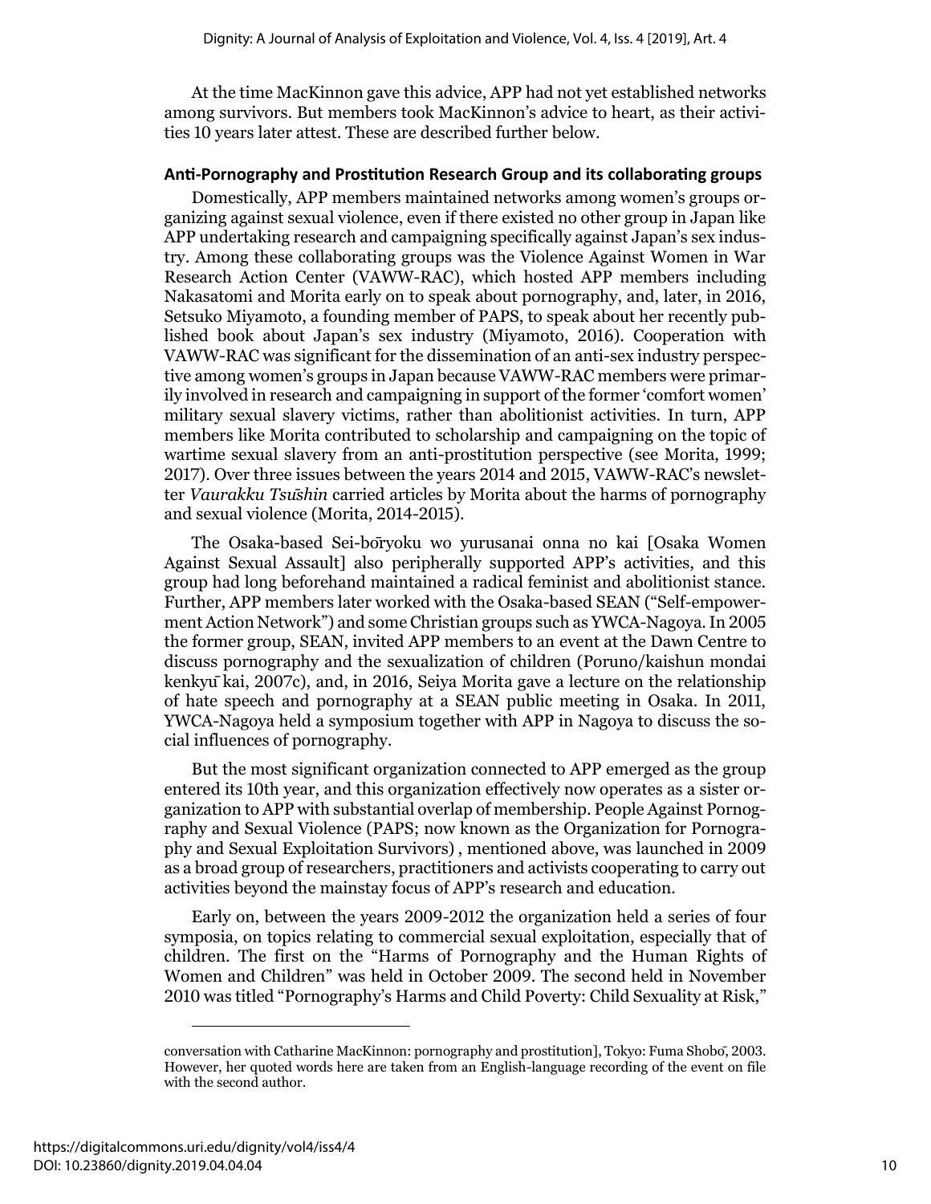At the time MacKinnon gave this advice, APP had not yet established networks among survivors. But members took MacKinnon's advice to heart, as their activities 10 years later attest. These are described further below.

### Anti-Pornography and Prostitution Research Group and its collaborating groups

Domestically, APP members maintained networks among women's groups organizing against sexual violence, even if there existed no other group in Japan like APP undertaking research and campaigning specifically against Japan's sex industry. Among these collaborating groups was the Violence Against Women in War Research Action Center (VAWW-RAC), which hosted APP members including Nakasatomi and Morita early on to speak about pornography, and, later, in 2016, Setsuko Miyamoto, a founding member of PAPS, to speak about her recently published book about Japan's sex industry (Miyamoto, 2016). Cooperation with VAWW-RAC was significant for the dissemination of an anti-sex industry perspective among women's groups in Japan because VAWW-RAC members were primarily involved in research and campaigning in support of the former 'comfort women' military sexual slavery victims, rather than abolitionist activities. In turn, APP members like Morita contributed to scholarship and campaigning on the topic of wartime sexual slavery from an anti-prostitution perspective (see Morita, 1999; 2017). Over three issues between the years 2014 and 2015, VAWW-RAC's newsletter *Vaurakku Tsūshin* carried articles by Morita about the harms of pornography and sexual violence (Morita, 2014-2015).

The Osaka-based Sei-bōryoku wo yurusanai onna no kai [Osaka Women Against Sexual Assault] also peripherally supported APP's activities, and this group had long beforehand maintained a radical feminist and abolitionist stance. Further, APP members later worked with the Osaka-based SEAN ("Self-empowerment Action Network") and some Christian groups such as YWCA-Nagoya. In 2005 the former group, SEAN, invited APP members to an event at the Dawn Centre to discuss pornography and the sexualization of children (Poruno/kaishun mondai kenkyū kai, 2007c), and, in 2016, Seiya Morita gave a lecture on the relationship of hate speech and pornography at a SEAN public meeting in Osaka. In 2011, YWCA-Nagoya held a symposium together with APP in Nagoya to discuss the social influences of pornography.

But the most significant organization connected to APP emerged as the group entered its 10th year, and this organization effectively now operates as a sister organization to APP with substantial overlap of membership. People Against Pornography and Sexual Violence (PAPS; now known as the Organization for Pornography and Sexual Exploitation Survivors) , mentioned above, was launched in 2009 as a broad group of researchers, practitioners and activists cooperating to carry out activities beyond the mainstay focus of APP's research and education.

Early on, between the years 2009-2012 the organization held a series of four symposia, on topics relating to commercial sexual exploitation, especially that of children. The first on the "Harms of Pornography and the Human Rights of Women and Children" was held in October 2009. The second held in November 2010 was titled "Pornography's Harms and Child Poverty: Child Sexuality at Risk,"

---

conversation with Catharine MacKinnon: pornography and prostitution], Tokyo: Fuma Shobō, 2003. However, her quoted words here are taken from an English-language recording of the event on file with the second author.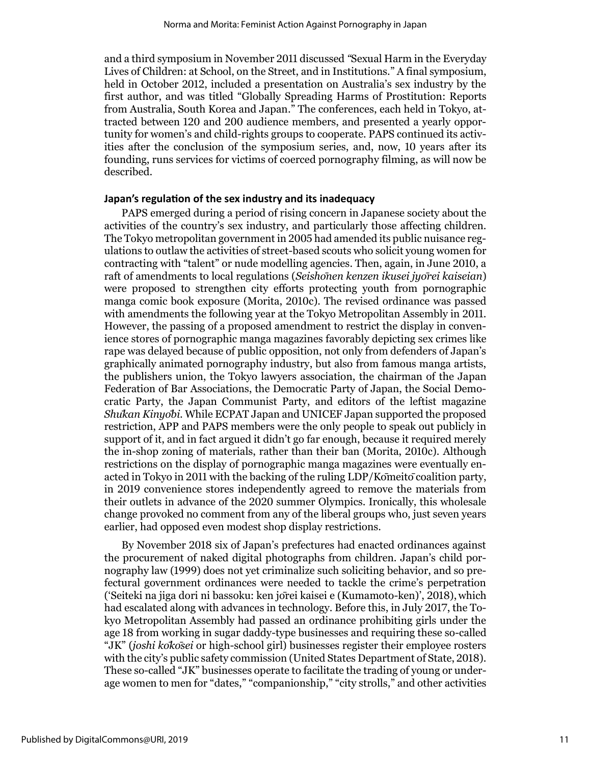and a third symposium in November 2011 discussed "Sexual Harm in the Everyday Lives of Children: at School, on the Street, and in Institutions." A final symposium, held in October 2012, included a presentation on Australia's sex industry by the first author, and was titled "Globally Spreading Harms of Prostitution: Reports from Australia, South Korea and Japan." The conferences, each held in Tokyo, attracted between 120 and 200 audience members, and presented a yearly opportunity for women's and child-rights groups to cooperate. PAPS continued its activities after the conclusion of the symposium series, and, now, 10 years after its founding, runs services for victims of coerced pornography filming, as will now be described.

### Japan's regulation of the sex industry and its inadequacy

PAPS emerged during a period of rising concern in Japanese society about the activities of the country's sex industry, and particularly those affecting children. The Tokyo metropolitan government in 2005 had amended its public nuisance regulations to outlaw the activities of street-based scouts who solicit young women for contracting with "talent" or nude modelling agencies. Then, again, in June 2010, a raft of amendments to local regulations (*Seishōnen kenzen ikusei jyōrei kaiseian*) were proposed to strengthen city efforts protecting youth from pornographic manga comic book exposure (Morita, 2010c). The revised ordinance was passed with amendments the following year at the Tokyo Metropolitan Assembly in 2011. However, the passing of a proposed amendment to restrict the display in convenience stores of pornographic manga magazines favorably depicting sex crimes like rape was delayed because of public opposition, not only from defenders of Japan's graphically animated pornography industry, but also from famous manga artists, the publishers union, the Tokyo lawyers association, the chairman of the Japan Federation of Bar Associations, the Democratic Party of Japan, the Social Democratic Party, the Japan Communist Party, and editors of the leftist magazine *Shūkan Kinyōbi*. While ECPAT Japan and UNICEF Japan supported the proposed restriction, APP and PAPS members were the only people to speak out publicly in support of it, and in fact argued it didn't go far enough, because it required merely the in-shop zoning of materials, rather than their ban (Morita, 2010c). Although restrictions on the display of pornographic manga magazines were eventually enacted in Tokyo in 2011 with the backing of the ruling LDP/Kōmeitō coalition party, in 2019 convenience stores independently agreed to remove the materials from their outlets in advance of the 2020 summer Olympics. Ironically, this wholesale change provoked no comment from any of the liberal groups who, just seven years earlier, had opposed even modest shop display restrictions.

By November 2018 six of Japan's prefectures had enacted ordinances against the procurement of naked digital photographs from children. Japan's child pornography law (1999) does not yet criminalize such soliciting behavior, and so prefectural government ordinances were needed to tackle the crime's perpetration ('Seiteki na jiga dori ni bassoku: ken jōrei kaisei e (Kumamoto-ken)', 2018), which had escalated along with advances in technology. Before this, in July 2017, the Tokyo Metropolitan Assembly had passed an ordinance prohibiting girls under the age 18 from working in sugar daddy-type businesses and requiring these so-called "JK" (*joshi kōkōsei* or high-school girl) businesses register their employee rosters with the city's public safety commission (United States Department of State, 2018). These so-called "JK" businesses operate to facilitate the trading of young or underage women to men for "dates," "companionship," "city strolls," and other activities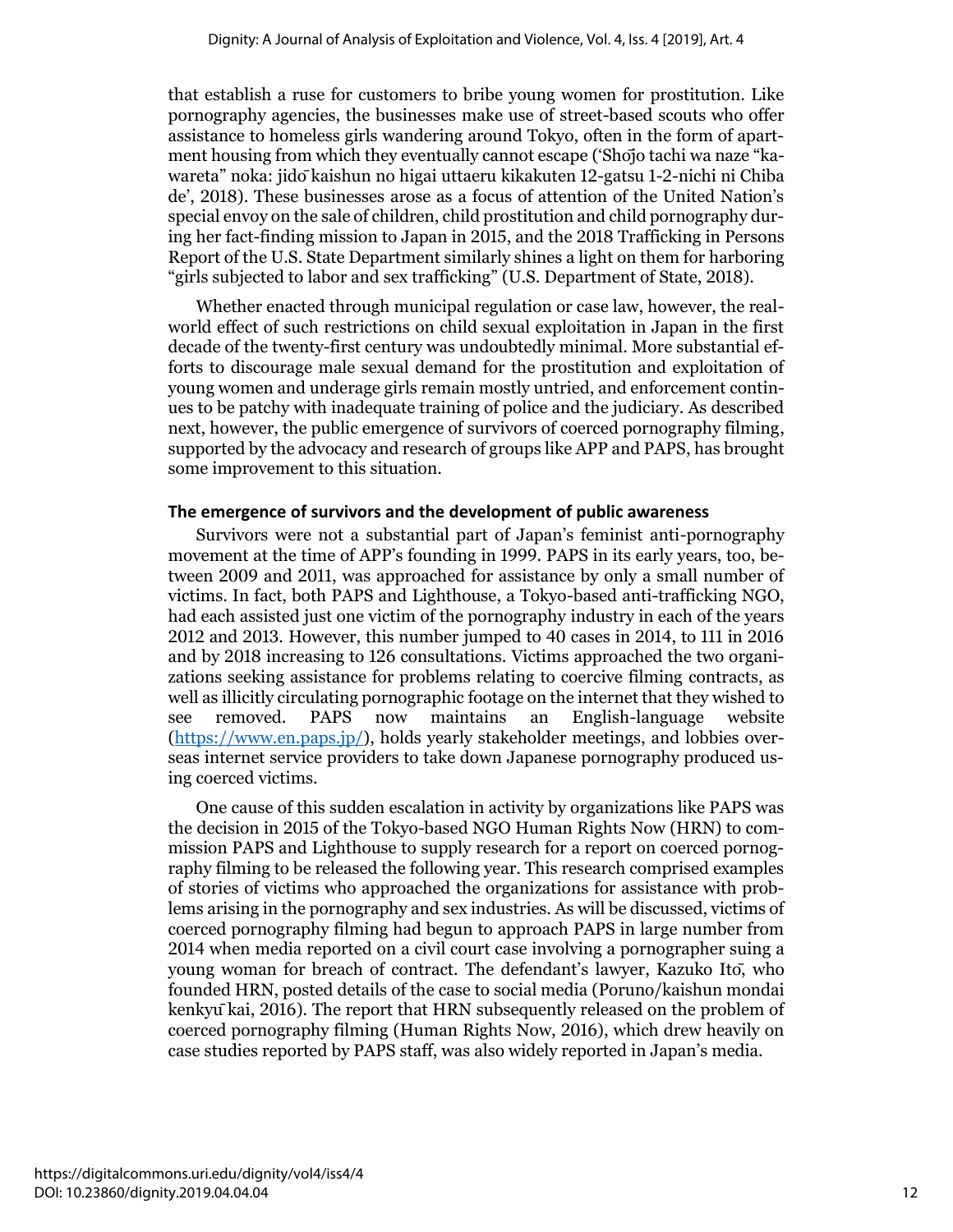that establish a ruse for customers to bribe young women for prostitution. Like pornography agencies, the businesses make use of street-based scouts who offer assistance to homeless girls wandering around Tokyo, often in the form of apartment housing from which they eventually cannot escape ('Shōjo tachi wa naze "kawareta" noka: jidō kaishun no higai uttaeru kikakuten 12-gatsu 1-2-nichi ni Chiba de', 2018). These businesses arose as a focus of attention of the United Nation's special envoy on the sale of children, child prostitution and child pornography during her fact-finding mission to Japan in 2015, and the 2018 Trafficking in Persons Report of the U.S. State Department similarly shines a light on them for harboring "girls subjected to labor and sex trafficking" (U.S. Department of State, 2018).

Whether enacted through municipal regulation or case law, however, the real-world effect of such restrictions on child sexual exploitation in Japan in the first decade of the twenty-first century was undoubtedly minimal. More substantial efforts to discourage male sexual demand for the prostitution and exploitation of young women and underage girls remain mostly untried, and enforcement continues to be patchy with inadequate training of police and the judiciary. As described next, however, the public emergence of survivors of coerced pornography filming, supported by the advocacy and research of groups like APP and PAPS, has brought some improvement to this situation.

### The emergence of survivors and the development of public awareness

Survivors were not a substantial part of Japan's feminist anti-pornography movement at the time of APP's founding in 1999. PAPS in its early years, too, between 2009 and 2011, was approached for assistance by only a small number of victims. In fact, both PAPS and Lighthouse, a Tokyo-based anti-trafficking NGO, had each assisted just one victim of the pornography industry in each of the years 2012 and 2013. However, this number jumped to 40 cases in 2014, to 111 in 2016 and by 2018 increasing to 126 consultations. Victims approached the two organizations seeking assistance for problems relating to coercive filming contracts, as well as illicitly circulating pornographic footage on the internet that they wished to see removed. PAPS now maintains an English-language website (https://www.en.paps.jp/), holds yearly stakeholder meetings, and lobbies overseas internet service providers to take down Japanese pornography produced using coerced victims.

One cause of this sudden escalation in activity by organizations like PAPS was the decision in 2015 of the Tokyo-based NGO Human Rights Now (HRN) to commission PAPS and Lighthouse to supply research for a report on coerced pornography filming to be released the following year. This research comprised examples of stories of victims who approached the organizations for assistance with problems arising in the pornography and sex industries. As will be discussed, victims of coerced pornography filming had begun to approach PAPS in large number from 2014 when media reported on a civil court case involving a pornographer suing a young woman for breach of contract. The defendant's lawyer, Kazuko Itō, who founded HRN, posted details of the case to social media (Poruno/kaishun mondai kenkyūkai, 2016). The report that HRN subsequently released on the problem of coerced pornography filming (Human Rights Now, 2016), which drew heavily on case studies reported by PAPS staff, was also widely reported in Japan's media.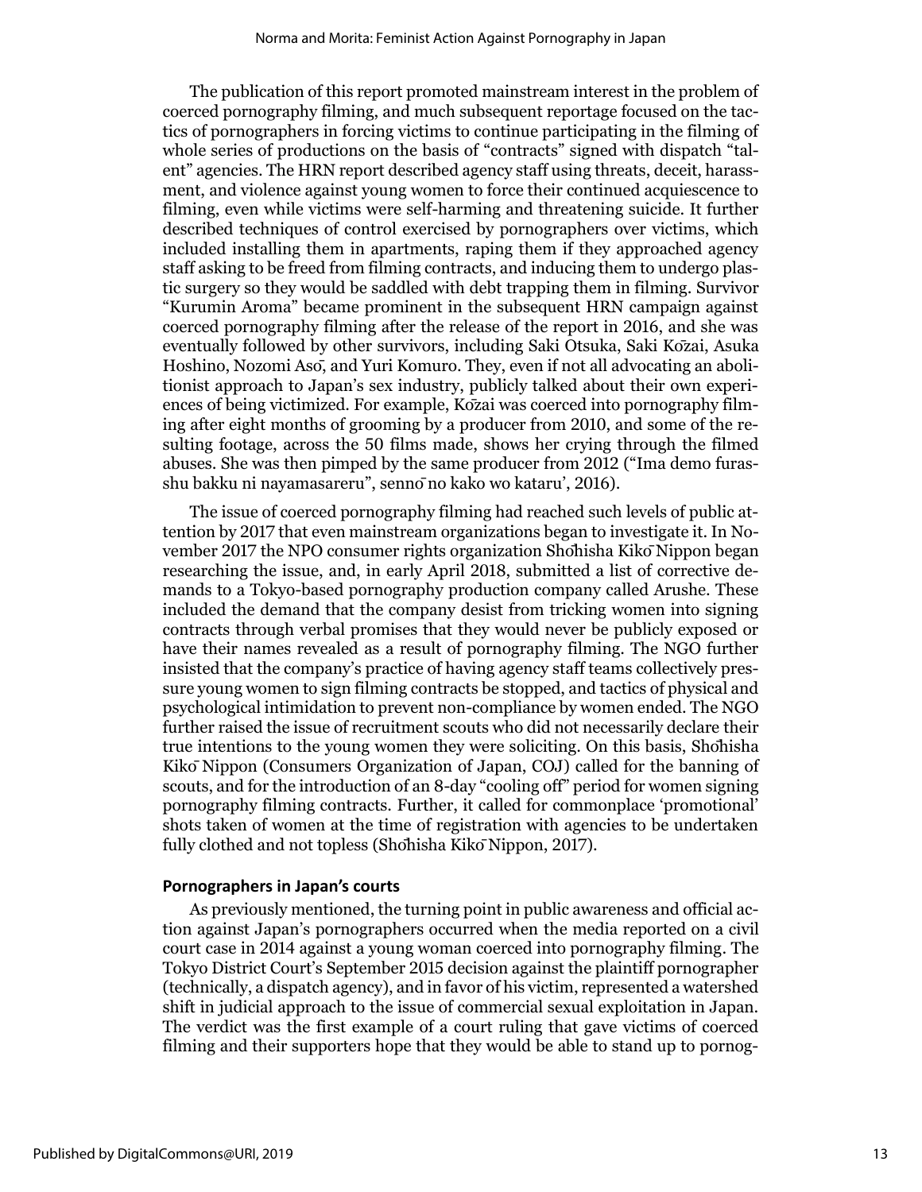The publication of this report promoted mainstream interest in the problem of coerced pornography filming, and much subsequent reportage focused on the tactics of pornographers in forcing victims to continue participating in the filming of whole series of productions on the basis of "contracts" signed with dispatch "talent" agencies. The HRN report described agency staff using threats, deceit, harassment, and violence against young women to force their continued acquiescence to filming, even while victims were self-harming and threatening suicide. It further described techniques of control exercised by pornographers over victims, which included installing them in apartments, raping them if they approached agency staff asking to be freed from filming contracts, and inducing them to undergo plastic surgery so they would be saddled with debt trapping them in filming. Survivor "Kurumin Aroma" became prominent in the subsequent HRN campaign against coerced pornography filming after the release of the report in 2016, and she was eventually followed by other survivors, including Saki Otsuka, Saki Kōzai, Asuka Hoshino, Nozomi Asō, and Yuri Komuro. They, even if not all advocating an abolitionist approach to Japan's sex industry, publicly talked about their own experiences of being victimized. For example, Kōzai was coerced into pornography filming after eight months of grooming by a producer from 2010, and some of the resulting footage, across the 50 films made, shows her crying through the filmed abuses. She was then pimped by the same producer from 2012 ("Ima demo furasshu bakku ni nayamasareru", sennō no kako wo kataru', 2016).

The issue of coerced pornography filming had reached such levels of public attention by 2017 that even mainstream organizations began to investigate it. In November 2017 the NPO consumer rights organization Shōhisha Kikō Nippon began researching the issue, and, in early April 2018, submitted a list of corrective demands to a Tokyo-based pornography production company called Arushe. These included the demand that the company desist from tricking women into signing contracts through verbal promises that they would never be publicly exposed or have their names revealed as a result of pornography filming. The NGO further insisted that the company's practice of having agency staff teams collectively pressure young women to sign filming contracts be stopped, and tactics of physical and psychological intimidation to prevent non-compliance by women ended. The NGO further raised the issue of recruitment scouts who did not necessarily declare their true intentions to the young women they were soliciting. On this basis, Shōhisha Kikō Nippon (Consumers Organization of Japan, COJ) called for the banning of scouts, and for the introduction of an 8-day "cooling off" period for women signing pornography filming contracts. Further, it called for commonplace 'promotional' shots taken of women at the time of registration with agencies to be undertaken fully clothed and not topless (Shōhisha Kikō Nippon, 2017).

### Pornographers in Japan's courts

As previously mentioned, the turning point in public awareness and official action against Japan's pornographers occurred when the media reported on a civil court case in 2014 against a young woman coerced into pornography filming. The Tokyo District Court's September 2015 decision against the plaintiff pornographer (technically, a dispatch agency), and in favor of his victim, represented a watershed shift in judicial approach to the issue of commercial sexual exploitation in Japan. The verdict was the first example of a court ruling that gave victims of coerced filming and their supporters hope that they would be able to stand up to pornog-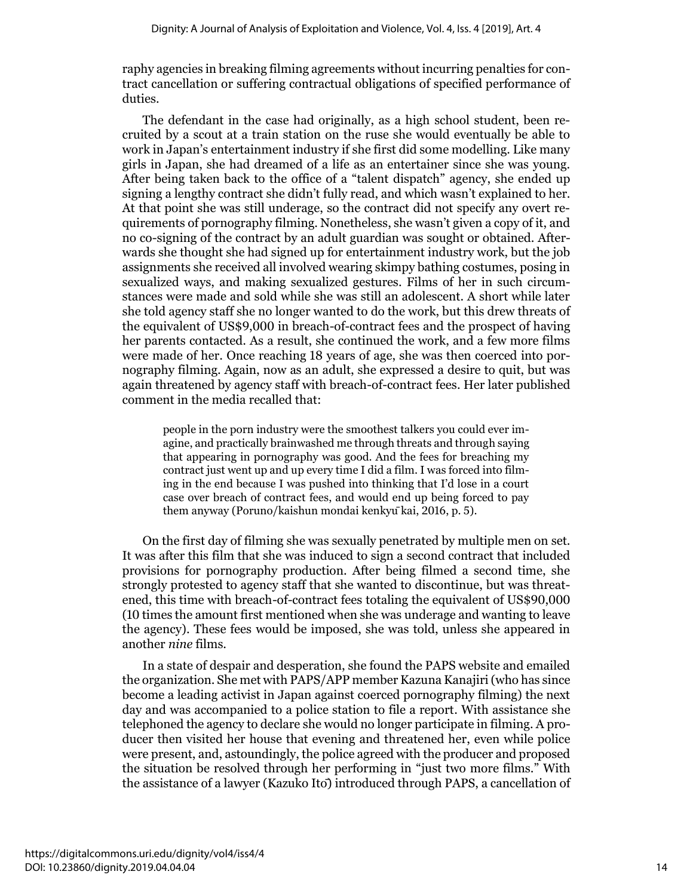raphy agencies in breaking filming agreements without incurring penalties for contract cancellation or suffering contractual obligations of specified performance of duties.

The defendant in the case had originally, as a high school student, been recruited by a scout at a train station on the ruse she would eventually be able to work in Japan's entertainment industry if she first did some modelling. Like many girls in Japan, she had dreamed of a life as an entertainer since she was young. After being taken back to the office of a "talent dispatch" agency, she ended up signing a lengthy contract she didn't fully read, and which wasn't explained to her. At that point she was still underage, so the contract did not specify any overt requirements of pornography filming. Nonetheless, she wasn't given a copy of it, and no co-signing of the contract by an adult guardian was sought or obtained. Afterwards she thought she had signed up for entertainment industry work, but the job assignments she received all involved wearing skimpy bathing costumes, posing in sexualized ways, and making sexualized gestures. Films of her in such circumstances were made and sold while she was still an adolescent. A short while later she told agency staff she no longer wanted to do the work, but this drew threats of the equivalent of US$9,000 in breach-of-contract fees and the prospect of having her parents contacted. As a result, she continued the work, and a few more films were made of her. Once reaching 18 years of age, she was then coerced into pornography filming. Again, now as an adult, she expressed a desire to quit, but was again threatened by agency staff with breach-of-contract fees. Her later published comment in the media recalled that:

> people in the porn industry were the smoothest talkers you could ever imagine, and practically brainwashed me through threats and through saying that appearing in pornography was good. And the fees for breaching my contract just went up and up every time I did a film. I was forced into filming in the end because I was pushed into thinking that I'd lose in a court case over breach of contract fees, and would end up being forced to pay them anyway (Poruno/kaishun mondai kenkyū kai, 2016, p. 5).

On the first day of filming she was sexually penetrated by multiple men on set. It was after this film that she was induced to sign a second contract that included provisions for pornography production. After being filmed a second time, she strongly protested to agency staff that she wanted to discontinue, but was threatened, this time with breach-of-contract fees totaling the equivalent of US$90,000 (10 times the amount first mentioned when she was underage and wanting to leave the agency). These fees would be imposed, she was told, unless she appeared in another *nine* films.

In a state of despair and desperation, she found the PAPS website and emailed the organization. She met with PAPS/APP member Kazuna Kanajiri (who has since become a leading activist in Japan against coerced pornography filming) the next day and was accompanied to a police station to file a report. With assistance she telephoned the agency to declare she would no longer participate in filming. A producer then visited her house that evening and threatened her, even while police were present, and, astoundingly, the police agreed with the producer and proposed the situation be resolved through her performing in "just two more films." With the assistance of a lawyer (Kazuko Itō) introduced through PAPS, a cancellation of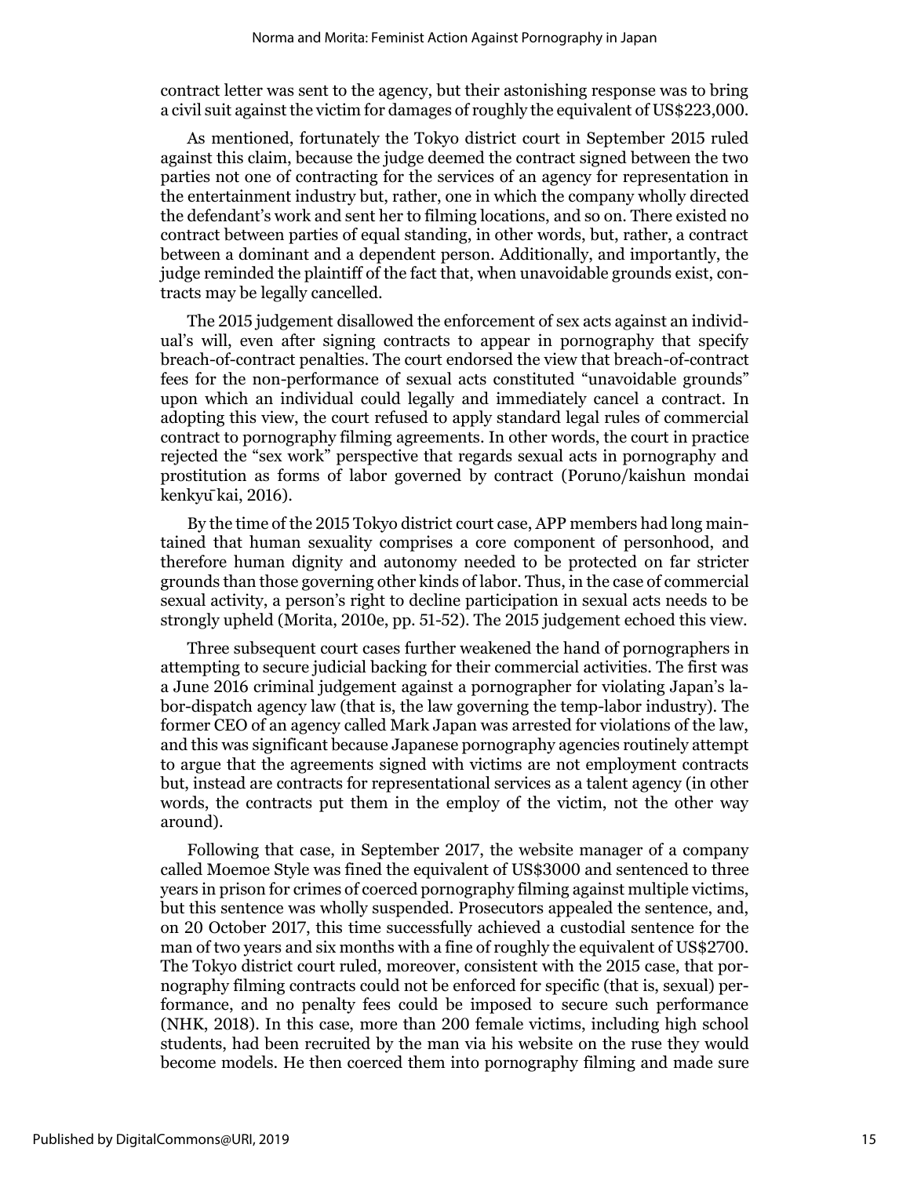contract letter was sent to the agency, but their astonishing response was to bring a civil suit against the victim for damages of roughly the equivalent of US$223,000.

As mentioned, fortunately the Tokyo district court in September 2015 ruled against this claim, because the judge deemed the contract signed between the two parties not one of contracting for the services of an agency for representation in the entertainment industry but, rather, one in which the company wholly directed the defendant's work and sent her to filming locations, and so on. There existed no contract between parties of equal standing, in other words, but, rather, a contract between a dominant and a dependent person. Additionally, and importantly, the judge reminded the plaintiff of the fact that, when unavoidable grounds exist, contracts may be legally cancelled.

The 2015 judgement disallowed the enforcement of sex acts against an individual's will, even after signing contracts to appear in pornography that specify breach-of-contract penalties. The court endorsed the view that breach-of-contract fees for the non-performance of sexual acts constituted "unavoidable grounds" upon which an individual could legally and immediately cancel a contract. In adopting this view, the court refused to apply standard legal rules of commercial contract to pornography filming agreements. In other words, the court in practice rejected the "sex work" perspective that regards sexual acts in pornography and prostitution as forms of labor governed by contract (Poruno/kaishun mondai kenkyūkai, 2016).

By the time of the 2015 Tokyo district court case, APP members had long maintained that human sexuality comprises a core component of personhood, and therefore human dignity and autonomy needed to be protected on far stricter grounds than those governing other kinds of labor. Thus, in the case of commercial sexual activity, a person's right to decline participation in sexual acts needs to be strongly upheld (Morita, 2010e, pp. 51-52). The 2015 judgement echoed this view.

Three subsequent court cases further weakened the hand of pornographers in attempting to secure judicial backing for their commercial activities. The first was a June 2016 criminal judgement against a pornographer for violating Japan's labor-dispatch agency law (that is, the law governing the temp-labor industry). The former CEO of an agency called Mark Japan was arrested for violations of the law, and this was significant because Japanese pornography agencies routinely attempt to argue that the agreements signed with victims are not employment contracts but, instead are contracts for representational services as a talent agency (in other words, the contracts put them in the employ of the victim, not the other way around).

Following that case, in September 2017, the website manager of a company called Moemoe Style was fined the equivalent of US$3000 and sentenced to three years in prison for crimes of coerced pornography filming against multiple victims, but this sentence was wholly suspended. Prosecutors appealed the sentence, and, on 20 October 2017, this time successfully achieved a custodial sentence for the man of two years and six months with a fine of roughly the equivalent of US$2700. The Tokyo district court ruled, moreover, consistent with the 2015 case, that pornography filming contracts could not be enforced for specific (that is, sexual) performance, and no penalty fees could be imposed to secure such performance (NHK, 2018). In this case, more than 200 female victims, including high school students, had been recruited by the man via his website on the ruse they would become models. He then coerced them into pornography filming and made sure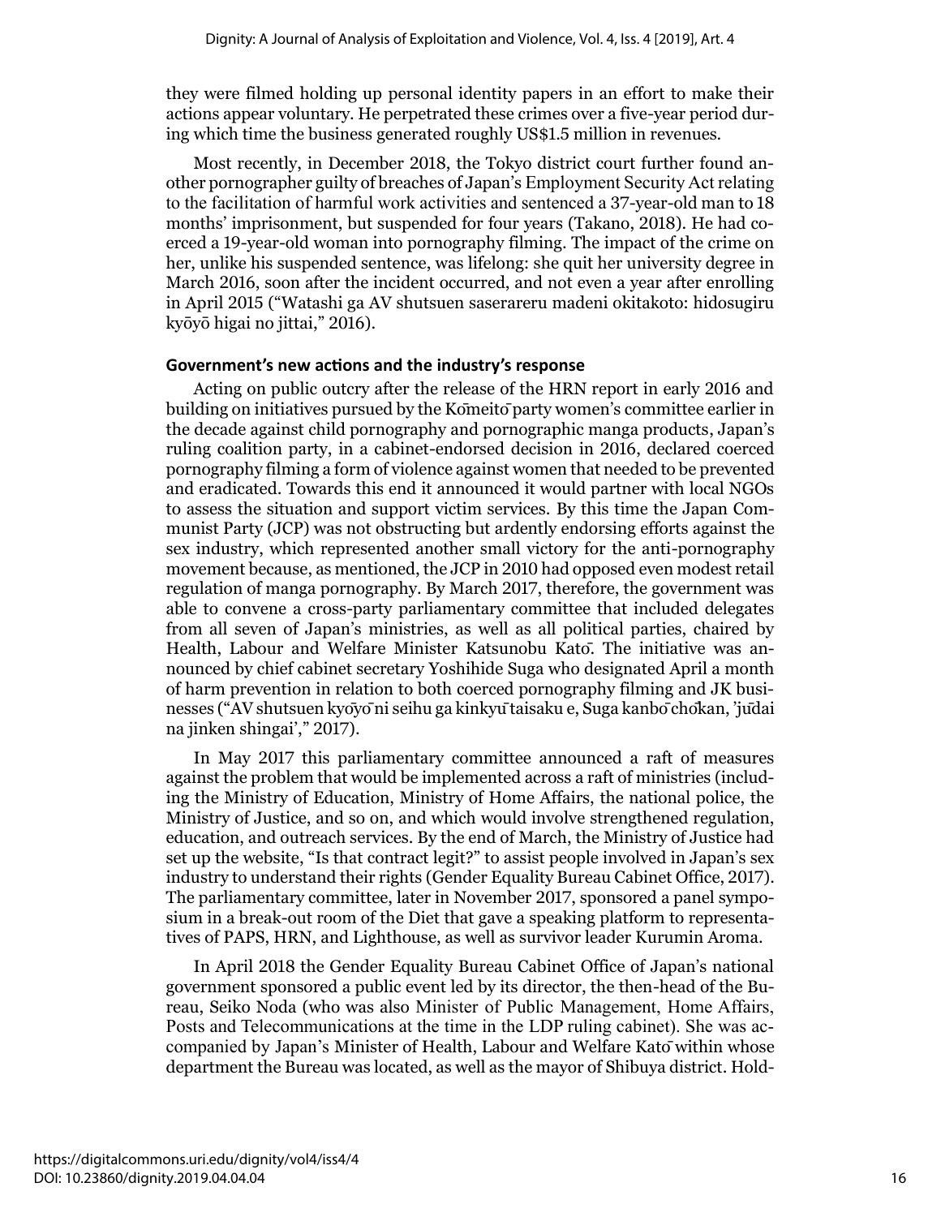they were filmed holding up personal identity papers in an effort to make their actions appear voluntary. He perpetrated these crimes over a five-year period during which time the business generated roughly US$1.5 million in revenues.

Most recently, in December 2018, the Tokyo district court further found another pornographer guilty of breaches of Japan's Employment Security Act relating to the facilitation of harmful work activities and sentenced a 37-year-old man to 18 months' imprisonment, but suspended for four years (Takano, 2018). He had coerced a 19-year-old woman into pornography filming. The impact of the crime on her, unlike his suspended sentence, was lifelong: she quit her university degree in March 2016, soon after the incident occurred, and not even a year after enrolling in April 2015 ("Watashi ga AV shutsuen saserareru madeni okitakoto: hidosugiru kyōyō higai no jittai," 2016).

### Government's new actions and the industry's response

Acting on public outcry after the release of the HRN report in early 2016 and building on initiatives pursued by the Kōmeitō party women's committee earlier in the decade against child pornography and pornographic manga products, Japan's ruling coalition party, in a cabinet-endorsed decision in 2016, declared coerced pornography filming a form of violence against women that needed to be prevented and eradicated. Towards this end it announced it would partner with local NGOs to assess the situation and support victim services. By this time the Japan Communist Party (JCP) was not obstructing but ardently endorsing efforts against the sex industry, which represented another small victory for the anti-pornography movement because, as mentioned, the JCP in 2010 had opposed even modest retail regulation of manga pornography. By March 2017, therefore, the government was able to convene a cross-party parliamentary committee that included delegates from all seven of Japan's ministries, as well as all political parties, chaired by Health, Labour and Welfare Minister Katsunobu Katō. The initiative was announced by chief cabinet secretary Yoshihide Suga who designated April a month of harm prevention in relation to both coerced pornography filming and JK businesses ("AV shutsuen kyōyō ni seihu ga kinkyū taisaku e, Suga kanbō chōkan, 'jūdai na jinken shingai'," 2017).

In May 2017 this parliamentary committee announced a raft of measures against the problem that would be implemented across a raft of ministries (including the Ministry of Education, Ministry of Home Affairs, the national police, the Ministry of Justice, and so on, and which would involve strengthened regulation, education, and outreach services. By the end of March, the Ministry of Justice had set up the website, "Is that contract legit?" to assist people involved in Japan's sex industry to understand their rights (Gender Equality Bureau Cabinet Office, 2017). The parliamentary committee, later in November 2017, sponsored a panel symposium in a break-out room of the Diet that gave a speaking platform to representatives of PAPS, HRN, and Lighthouse, as well as survivor leader Kurumin Aroma.

In April 2018 the Gender Equality Bureau Cabinet Office of Japan's national government sponsored a public event led by its director, the then-head of the Bureau, Seiko Noda (who was also Minister of Public Management, Home Affairs, Posts and Telecommunications at the time in the LDP ruling cabinet). She was accompanied by Japan's Minister of Health, Labour and Welfare Katō within whose department the Bureau was located, as well as the mayor of Shibuya district. Hold-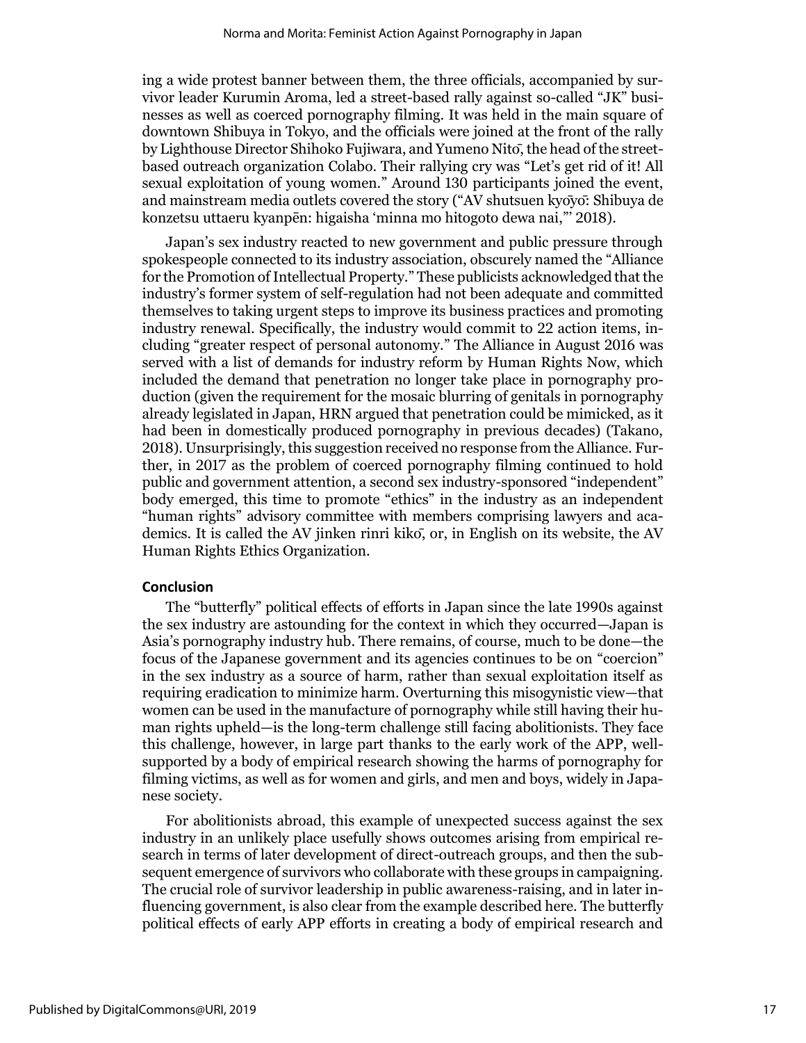ing a wide protest banner between them, the three officials, accompanied by survivor leader Kurumin Aroma, led a street-based rally against so-called "JK" businesses as well as coerced pornography filming. It was held in the main square of downtown Shibuya in Tokyo, and the officials were joined at the front of the rally by Lighthouse Director Shihoko Fujiwara, and Yumeno Nitō, the head of the street-based outreach organization Colabo. Their rallying cry was "Let's get rid of it! All sexual exploitation of young women." Around 130 participants joined the event, and mainstream media outlets covered the story ("AV shutsuen kyōyō: Shibuya de konzetsu uttaeru kyanpēn: higaisha 'minna mo hitogoto dewa nai,'" 2018).

Japan's sex industry reacted to new government and public pressure through spokespeople connected to its industry association, obscurely named the "Alliance for the Promotion of Intellectual Property." These publicists acknowledged that the industry's former system of self-regulation had not been adequate and committed themselves to taking urgent steps to improve its business practices and promoting industry renewal. Specifically, the industry would commit to 22 action items, including "greater respect of personal autonomy." The Alliance in August 2016 was served with a list of demands for industry reform by Human Rights Now, which included the demand that penetration no longer take place in pornography production (given the requirement for the mosaic blurring of genitals in pornography already legislated in Japan, HRN argued that penetration could be mimicked, as it had been in domestically produced pornography in previous decades) (Takano, 2018). Unsurprisingly, this suggestion received no response from the Alliance. Further, in 2017 as the problem of coerced pornography filming continued to hold public and government attention, a second sex industry-sponsored "independent" body emerged, this time to promote "ethics" in the industry as an independent "human rights" advisory committee with members comprising lawyers and academics. It is called the AV jinken rinri kikō, or, in English on its website, the AV Human Rights Ethics Organization.

## Conclusion

The "butterfly" political effects of efforts in Japan since the late 1990s against the sex industry are astounding for the context in which they occurred—Japan is Asia's pornography industry hub. There remains, of course, much to be done—the focus of the Japanese government and its agencies continues to be on "coercion" in the sex industry as a source of harm, rather than sexual exploitation itself as requiring eradication to minimize harm. Overturning this misogynistic view—that women can be used in the manufacture of pornography while still having their human rights upheld—is the long-term challenge still facing abolitionists. They face this challenge, however, in large part thanks to the early work of the APP, well-supported by a body of empirical research showing the harms of pornography for filming victims, as well as for women and girls, and men and boys, widely in Japanese society.

For abolitionists abroad, this example of unexpected success against the sex industry in an unlikely place usefully shows outcomes arising from empirical research in terms of later development of direct-outreach groups, and then the subsequent emergence of survivors who collaborate with these groups in campaigning. The crucial role of survivor leadership in public awareness-raising, and in later influencing government, is also clear from the example described here. The butterfly political effects of early APP efforts in creating a body of empirical research and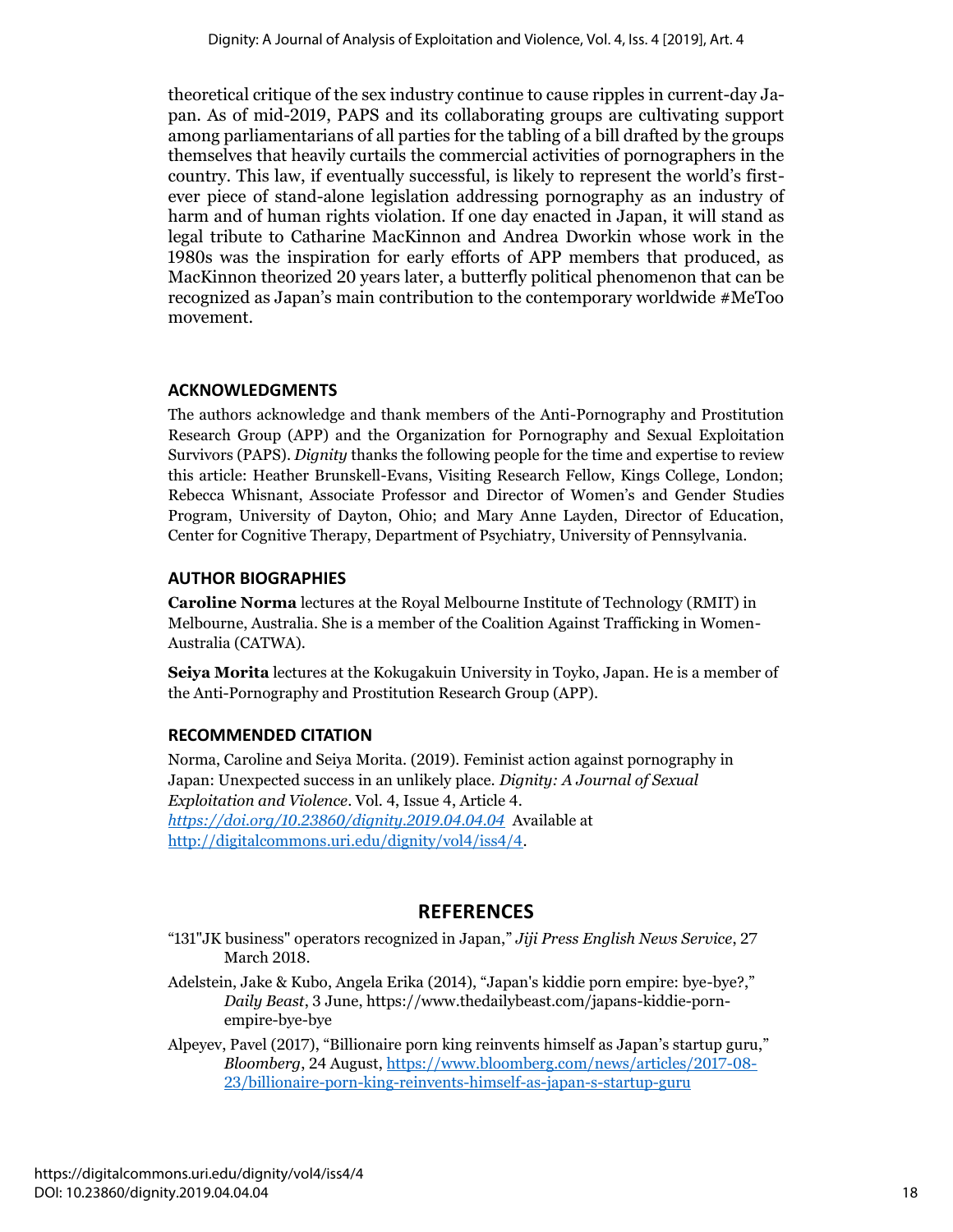theoretical critique of the sex industry continue to cause ripples in current-day Japan. As of mid-2019, PAPS and its collaborating groups are cultivating support among parliamentarians of all parties for the tabling of a bill drafted by the groups themselves that heavily curtails the commercial activities of pornographers in the country. This law, if eventually successful, is likely to represent the world's first-ever piece of stand-alone legislation addressing pornography as an industry of harm and of human rights violation. If one day enacted in Japan, it will stand as legal tribute to Catharine MacKinnon and Andrea Dworkin whose work in the 1980s was the inspiration for early efforts of APP members that produced, as MacKinnon theorized 20 years later, a butterfly political phenomenon that can be recognized as Japan's main contribution to the contemporary worldwide #MeToo movement.

### ACKNOWLEDGMENTS

The authors acknowledge and thank members of the Anti-Pornography and Prostitution Research Group (APP) and the Organization for Pornography and Sexual Exploitation Survivors (PAPS). *Dignity* thanks the following people for the time and expertise to review this article: Heather Brunskell-Evans, Visiting Research Fellow, Kings College, London; Rebecca Whisnant, Associate Professor and Director of Women's and Gender Studies Program, University of Dayton, Ohio; and Mary Anne Layden, Director of Education, Center for Cognitive Therapy, Department of Psychiatry, University of Pennsylvania.

### AUTHOR BIOGRAPHIES

**Caroline Norma** lectures at the Royal Melbourne Institute of Technology (RMIT) in Melbourne, Australia. She is a member of the Coalition Against Trafficking in Women-Australia (CATWA).

**Seiya Morita** lectures at the Kokugakuin University in Toyko, Japan. He is a member of the Anti-Pornography and Prostitution Research Group (APP).

### RECOMMENDED CITATION

Norma, Caroline and Seiya Morita. (2019). Feminist action against pornography in Japan: Unexpected success in an unlikely place. *Dignity: A Journal of Sexual Exploitation and Violence*. Vol. 4, Issue 4, Article 4. *https://doi.org/10.23860/dignity.2019.04.04.04* Available at http://digitalcommons.uri.edu/dignity/vol4/iss4/4.

## REFERENCES

"131"JK business" operators recognized in Japan," *Jiji Press English News Service*, 27 March 2018.

Adelstein, Jake & Kubo, Angela Erika (2014), "Japan's kiddie porn empire: bye-bye?," *Daily Beast*, 3 June, https://www.thedailybeast.com/japans-kiddie-porn-empire-bye-bye

Alpeyev, Pavel (2017), "Billionaire porn king reinvents himself as Japan's startup guru," *Bloomberg*, 24 August, https://www.bloomberg.com/news/articles/2017-08-23/billionaire-porn-king-reinvents-himself-as-japan-s-startup-guru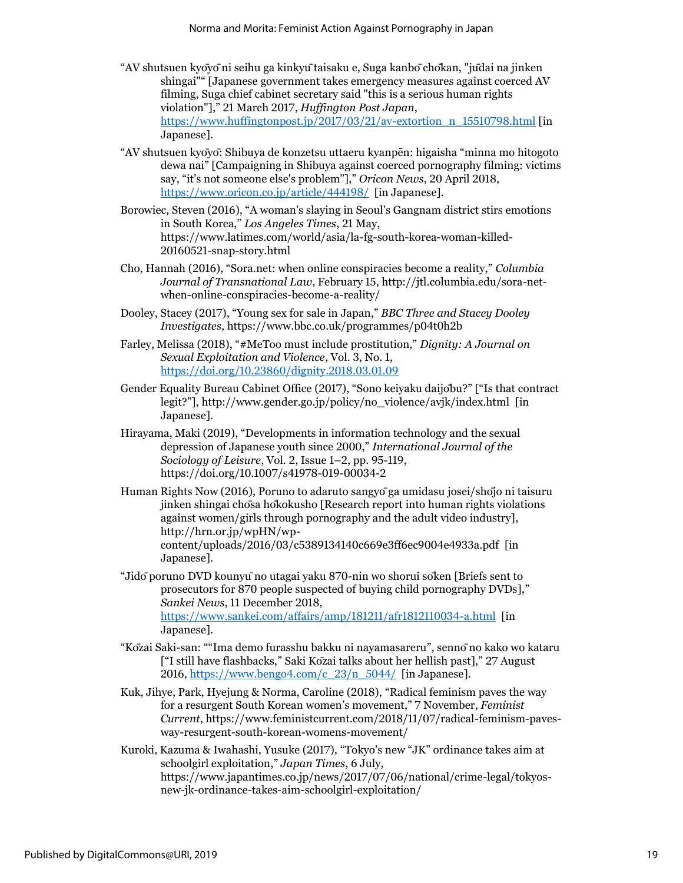"AV shutsuen kyōyō ni seihu ga kinkyū taisaku e, Suga kanbō chōkan, "jūdai na jinken shingai"" [Japanese government takes emergency measures against coerced AV filming, Suga chief cabinet secretary said "this is a serious human rights violation"]," 21 March 2017, *Huffington Post Japan*, https://www.huffingtonpost.jp/2017/03/21/av-extortion_n_15510798.html [in Japanese].

"AV shutsuen kyōyō: Shibuya de konzetsu uttaeru kyanpēn: higaisha "minna mo hitogoto dewa nai" [Campaigning in Shibuya against coerced pornography filming: victims say, "it's not someone else's problem"]," *Oricon News*, 20 April 2018, https://www.oricon.co.jp/article/444198/ [in Japanese].

Borowiec, Steven (2016), "A woman's slaying in Seoul's Gangnam district stirs emotions in South Korea," *Los Angeles Times*, 21 May, https://www.latimes.com/world/asia/la-fg-south-korea-woman-killed-20160521-snap-story.html

Cho, Hannah (2016), "Sora.net: when online conspiracies become a reality," *Columbia Journal of Transnational Law*, February 15, http://jtl.columbia.edu/sora-net-when-online-conspiracies-become-a-reality/

Dooley, Stacey (2017), "Young sex for sale in Japan," *BBC Three and Stacey Dooley Investigates*, https://www.bbc.co.uk/programmes/p04t0h2b

Farley, Melissa (2018), "#MeToo must include prostitution," *Dignity: A Journal on Sexual Exploitation and Violence*, Vol. 3, No. 1, https://doi.org/10.23860/dignity.2018.03.01.09

Gender Equality Bureau Cabinet Office (2017), "Sono keiyaku daijōbu?" ["Is that contract legit?"], http://www.gender.go.jp/policy/no_violence/avjk/index.html [in Japanese].

Hirayama, Maki (2019), "Developments in information technology and the sexual depression of Japanese youth since 2000," *International Journal of the Sociology of Leisure*, Vol. 2, Issue 1–2, pp. 95-119, https://doi.org/10.1007/s41978-019-00034-2

Human Rights Now (2016), Poruno to adaruto sangyō ga umidasu josei/shōjo ni taisuru jinken shingai chōsa hōkokusho [Research report into human rights violations against women/girls through pornography and the adult video industry], http://hrn.or.jp/wpHN/wp-content/uploads/2016/03/c5389134140c669e3ff6ec9004e4933a.pdf [in Japanese].

"Jidō poruno DVD kounyū no utagai yaku 870-nin wo shorui sōken [Briefs sent to prosecutors for 870 people suspected of buying child pornography DVDs]," *Sankei News*, 11 December 2018, https://www.sankei.com/affairs/amp/181211/afr1812110034-a.html [in Japanese].

"Kōzai Saki-san: ""Ima demo furasshu bakku ni nayamasareru", sennō no kako wo kataru ["I still have flashbacks," Saki Kōzai talks about her hellish past]," 27 August 2016, https://www.bengo4.com/c_23/n_5044/ [in Japanese].

Kuk, Jihye, Park, Hyejung & Norma, Caroline (2018), "Radical feminism paves the way for a resurgent South Korean women's movement," 7 November, *Feminist Current*, https://www.feministcurrent.com/2018/11/07/radical-feminism-paves-way-resurgent-south-korean-womens-movement/

Kuroki, Kazuma & Iwahashi, Yusuke (2017), "Tokyo's new "JK" ordinance takes aim at schoolgirl exploitation," *Japan Times*, 6 July, https://www.japantimes.co.jp/news/2017/07/06/national/crime-legal/tokyos-new-jk-ordinance-takes-aim-schoolgirl-exploitation/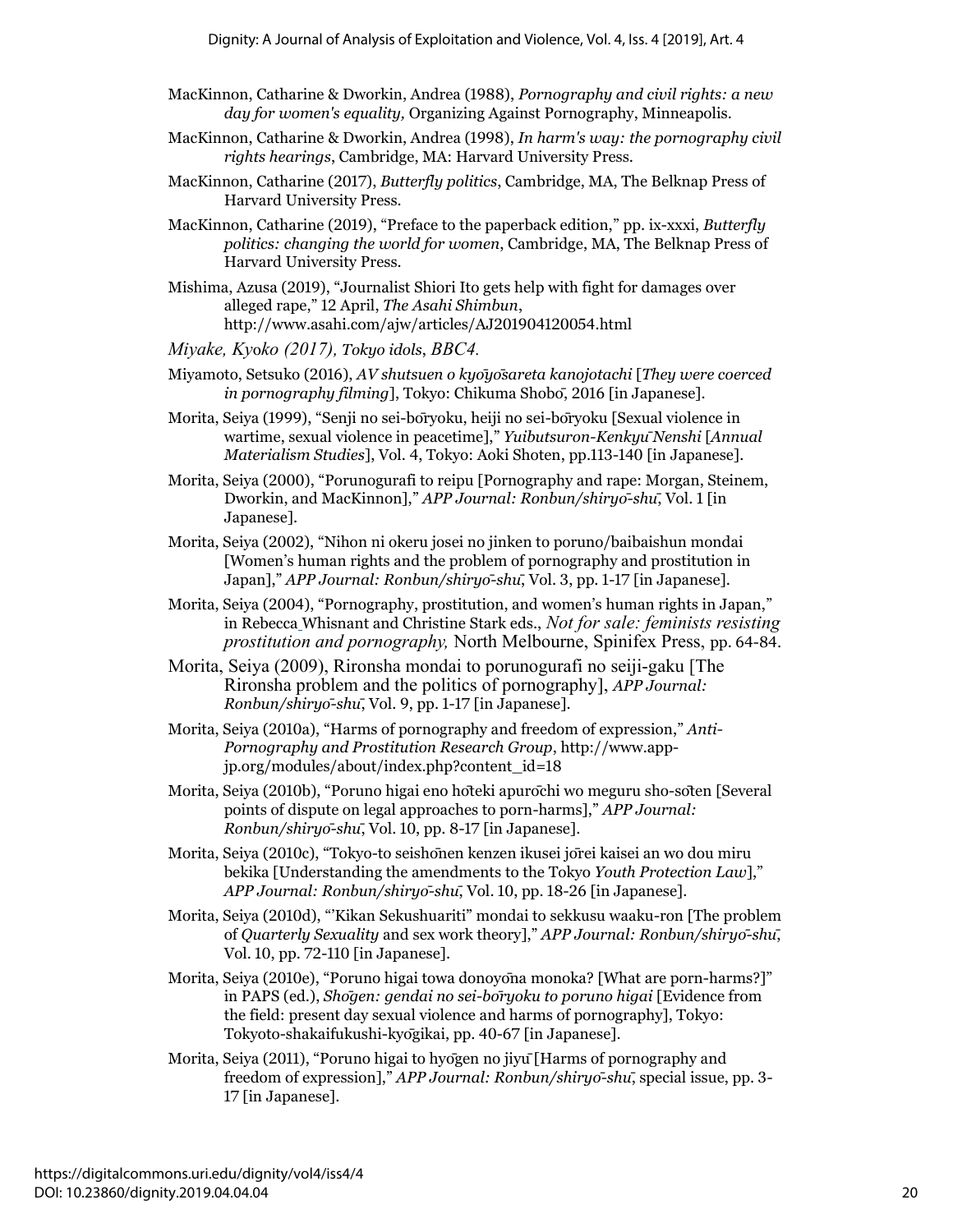MacKinnon, Catharine & Dworkin, Andrea (1988), *Pornography and civil rights: a new day for women's equality,* Organizing Against Pornography, Minneapolis.

MacKinnon, Catharine & Dworkin, Andrea (1998), *In harm's way: the pornography civil rights hearings*, Cambridge, MA: Harvard University Press.

MacKinnon, Catharine (2017), *Butterfly politics*, Cambridge, MA, The Belknap Press of Harvard University Press.

MacKinnon, Catharine (2019), "Preface to the paperback edition," pp. ix-xxxi, *Butterfly politics: changing the world for women*, Cambridge, MA, The Belknap Press of Harvard University Press.

Mishima, Azusa (2019), "Journalist Shiori Ito gets help with fight for damages over alleged rape," 12 April, *The Asahi Shimbun*, http://www.asahi.com/ajw/articles/AJ201904120054.html

*Miyake, Kyoko (2017), Tokyo idols, BBC4.*

Miyamoto, Setsuko (2016), *AV shutsuen o kyōyōsareta kanojotachi* [*They were coerced in pornography filming*], Tokyo: Chikuma Shobō, 2016 [in Japanese].

Morita, Seiya (1999), "Senji no sei-bōryoku, heiji no sei-bōryoku [Sexual violence in wartime, sexual violence in peacetime]," *Yuibutsuron-Kenkyū-Nenshi* [*Annual Materialism Studies*], Vol. 4, Tokyo: Aoki Shoten, pp.113-140 [in Japanese].

Morita, Seiya (2000), "Porunogurafi to reipu [Pornography and rape: Morgan, Steinem, Dworkin, and MacKinnon]," *APP Journal: Ronbun/shiryō-shū*, Vol. 1 [in Japanese].

Morita, Seiya (2002), "Nihon ni okeru josei no jinken to poruno/baibaishun mondai [Women's human rights and the problem of pornography and prostitution in Japan]," *APP Journal: Ronbun/shiryō-shū*, Vol. 3, pp. 1-17 [in Japanese].

Morita, Seiya (2004), "Pornography, prostitution, and women's human rights in Japan," in Rebecca Whisnant and Christine Stark eds., *Not for sale: feminists resisting prostitution and pornography,* North Melbourne, Spinifex Press, pp. 64-84.

Morita, Seiya (2009), Rironsha mondai to porunogurafi no seiji-gaku [The Rironsha problem and the politics of pornography], *APP Journal: Ronbun/shiryō-shū*, Vol. 9, pp. 1-17 [in Japanese].

Morita, Seiya (2010a), "Harms of pornography and freedom of expression," *Anti-Pornography and Prostitution Research Group*, http://www.app-jp.org/modules/about/index.php?content_id=18

Morita, Seiya (2010b), "Poruno higai eno hōteki apurōchi wo meguru sho-sōten [Several points of dispute on legal approaches to porn-harms]," *APP Journal: Ronbun/shiryō-shū*, Vol. 10, pp. 8-17 [in Japanese].

Morita, Seiya (2010c), "Tokyo-to seishōnen kenzen ikusei jōrei kaisei an wo dou miru bekika [Understanding the amendments to the Tokyo *Youth Protection Law*]," *APP Journal: Ronbun/shiryō-shū*, Vol. 10, pp. 18-26 [in Japanese].

Morita, Seiya (2010d), "'Kikan Sekushuariti" mondai to sekkusu waaku-ron [The problem of *Quarterly Sexuality* and sex work theory]," *APP Journal: Ronbun/shiryō-shū*, Vol. 10, pp. 72-110 [in Japanese].

Morita, Seiya (2010e), "Poruno higai towa donoyōna monoka? [What are porn-harms?]" in PAPS (ed.), *Shōgen: gendai no sei-bōryoku to poruno higai* [Evidence from the field: present day sexual violence and harms of pornography], Tokyo: Tokyoto-shakaifukushi-kyōgikai, pp. 40-67 [in Japanese].

Morita, Seiya (2011), "Poruno higai to hyōgen no jiyū [Harms of pornography and freedom of expression]," *APP Journal: Ronbun/shiryō-shū*, special issue, pp. 3-17 [in Japanese].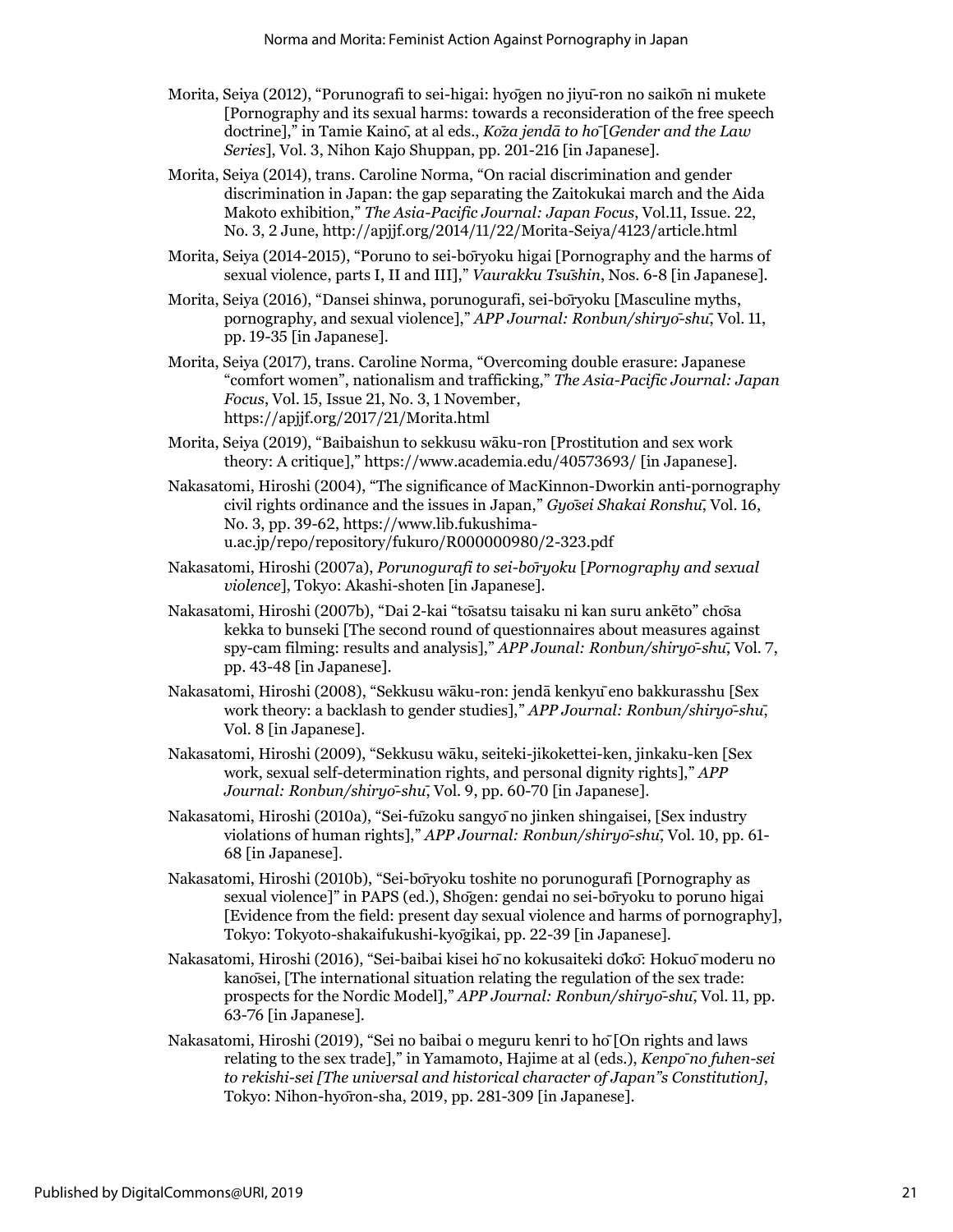Morita, Seiya (2012), "Porunografi to sei-higai: hyōgen no jiyū-ron no saikōn ni mukete [Pornography and its sexual harms: towards a reconsideration of the free speech doctrine]," in Tamie Kainō, at al eds., *Kōza jendā to hō [Gender and the Law Series]*, Vol. 3, Nihon Kajo Shuppan, pp. 201-216 [in Japanese].

Morita, Seiya (2014), trans. Caroline Norma, "On racial discrimination and gender discrimination in Japan: the gap separating the Zaitokukai march and the Aida Makoto exhibition," *The Asia-Pacific Journal: Japan Focus*, Vol.11, Issue. 22, No. 3, 2 June, http://apjjf.org/2014/11/22/Morita-Seiya/4123/article.html

Morita, Seiya (2014-2015), "Poruno to sei-bōryoku higai [Pornography and the harms of sexual violence, parts I, II and III]," *Vaurakku Tsūshin*, Nos. 6-8 [in Japanese].

Morita, Seiya (2016), "Dansei shinwa, porunogurafi, sei-bōryoku [Masculine myths, pornography, and sexual violence]," *APP Journal: Ronbun/shiryō-shū*, Vol. 11, pp. 19-35 [in Japanese].

Morita, Seiya (2017), trans. Caroline Norma, "Overcoming double erasure: Japanese "comfort women", nationalism and trafficking," *The Asia-Pacific Journal: Japan Focus*, Vol. 15, Issue 21, No. 3, 1 November, https://apjjf.org/2017/21/Morita.html

Morita, Seiya (2019), "Baibaishun to sekkusu wāku-ron [Prostitution and sex work theory: A critique]," https://www.academia.edu/40573693/ [in Japanese].

Nakasatomi, Hiroshi (2004), "The significance of MacKinnon-Dworkin anti-pornography civil rights ordinance and the issues in Japan," *Gyōsei Shakai Ronshū*, Vol. 16, No. 3, pp. 39-62, https://www.lib.fukushima-u.ac.jp/repo/repository/fukuro/R000000980/2-323.pdf

Nakasatomi, Hiroshi (2007a), *Porunogurafi to sei-bōryoku [Pornography and sexual violence]*, Tokyo: Akashi-shoten [in Japanese].

Nakasatomi, Hiroshi (2007b), "Dai 2-kai "tōsatsu taisaku ni kan suru ankēto" chōsa kekka to bunseki [The second round of questionnaires about measures against spy-cam filming: results and analysis]," *APP Jounal: Ronbun/shiryō-shū*, Vol. 7, pp. 43-48 [in Japanese].

Nakasatomi, Hiroshi (2008), "Sekkusu wāku-ron: jendā kenkyū eno bakkurasshu [Sex work theory: a backlash to gender studies]," *APP Journal: Ronbun/shiryō-shū*, Vol. 8 [in Japanese].

Nakasatomi, Hiroshi (2009), "Sekkusu wāku, seiteki-jikokettei-ken, jinkaku-ken [Sex work, sexual self-determination rights, and personal dignity rights]," *APP Journal: Ronbun/shiryō-shū*, Vol. 9, pp. 60-70 [in Japanese].

Nakasatomi, Hiroshi (2010a), "Sei-fūzoku sangyō no jinken shingaisei, [Sex industry violations of human rights]," *APP Journal: Ronbun/shiryō-shū*, Vol. 10, pp. 61-68 [in Japanese].

Nakasatomi, Hiroshi (2010b), "Sei-bōryoku toshite no porunogurafi [Pornography as sexual violence]" in PAPS (ed.), Shōgen: gendai no sei-bōryoku to poruno higai [Evidence from the field: present day sexual violence and harms of pornography], Tokyo: Tokyoto-shakaifukushi-kyōgikai, pp. 22-39 [in Japanese].

Nakasatomi, Hiroshi (2016), "Sei-baibai kisei hō no kokusaiteki dōkō: Hokuō moderu no kanōsei, [The international situation relating the regulation of the sex trade: prospects for the Nordic Model]," *APP Journal: Ronbun/shiryō-shū*, Vol. 11, pp. 63-76 [in Japanese].

Nakasatomi, Hiroshi (2019), "Sei no baibai o meguru kenri to hō [On rights and laws relating to the sex trade]," in Yamamoto, Hajime at al (eds.), *Kenpō no fuhen-sei to rekishi-sei [The universal and historical character of Japan"s Constitution]*, Tokyo: Nihon-hyōron-sha, 2019, pp. 281-309 [in Japanese].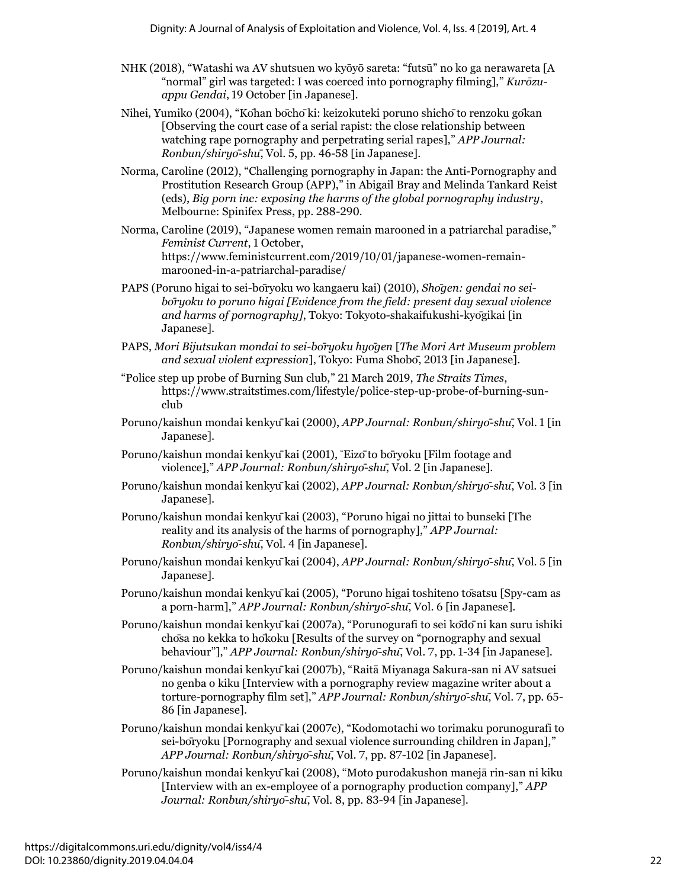NHK (2018), "Watashi wa AV shutsuen wo kyōyō sareta: "futsū" no ko ga nerawareta [A "normal" girl was targeted: I was coerced into pornography filming]," *Kurōzu-appu Gendai*, 19 October [in Japanese].

Nihei, Yumiko (2004), "Kōhan bōchōki: keizokuteki poruno shichō to renzoku gōkan [Observing the court case of a serial rapist: the close relationship between watching rape pornography and perpetrating serial rapes]," *APP Journal: Ronbun/shiryō-shū*, Vol. 5, pp. 46-58 [in Japanese].

Norma, Caroline (2012), "Challenging pornography in Japan: the Anti-Pornography and Prostitution Research Group (APP)," in Abigail Bray and Melinda Tankard Reist (eds), *Big porn inc: exposing the harms of the global pornography industry*, Melbourne: Spinifex Press, pp. 288-290.

Norma, Caroline (2019), "Japanese women remain marooned in a patriarchal paradise," *Feminist Current*, 1 October, https://www.feministcurrent.com/2019/10/01/japanese-women-remain-marooned-in-a-patriarchal-paradise/

PAPS (Poruno higai to sei-bōryoku wo kangaeru kai) (2010), *Shōgen: gendai no sei-bōryoku to poruno higai [Evidence from the field: present day sexual violence and harms of pornography]*, Tokyo: Tokyoto-shakaifukushi-kyōgikai [in Japanese].

PAPS, *Mori Bijutsukan mondai to sei-bōryoku hyōgen* [*The Mori Art Museum problem and sexual violent expression*], Tokyo: Fuma Shobō, 2013 [in Japanese].

"Police step up probe of Burning Sun club," 21 March 2019, *The Straits Times*, https://www.straitstimes.com/lifestyle/police-step-up-probe-of-burning-sun-club

Poruno/kaishun mondai kenkyūkai (2000), *APP Journal: Ronbun/shiryō-shū*, Vol. 1 [in Japanese].

Poruno/kaishun mondai kenkyūkai (2001), "Eizō to bōryoku [Film footage and violence]," *APP Journal: Ronbun/shiryō-shū*, Vol. 2 [in Japanese].

Poruno/kaishun mondai kenkyūkai (2002), *APP Journal: Ronbun/shiryō-shū*, Vol. 3 [in Japanese].

Poruno/kaishun mondai kenkyūkai (2003), "Poruno higai no jittai to bunseki [The reality and its analysis of the harms of pornography]," *APP Journal: Ronbun/shiryō-shū*, Vol. 4 [in Japanese].

Poruno/kaishun mondai kenkyūkai (2004), *APP Journal: Ronbun/shiryō-shū*, Vol. 5 [in Japanese].

Poruno/kaishun mondai kenkyūkai (2005), "Poruno higai toshiteno tōsatsu [Spy-cam as a porn-harm]," *APP Journal: Ronbun/shiryō-shū*, Vol. 6 [in Japanese].

Poruno/kaishun mondai kenkyūkai (2007a), "Porunogurafi to sei kōdō ni kan suru ishiki chōsa no kekka to hōkoku [Results of the survey on "pornography and sexual behaviour"]," *APP Journal: Ronbun/shiryō-shū*, Vol. 7, pp. 1-34 [in Japanese].

Poruno/kaishun mondai kenkyūkai (2007b), "Raitā Miyanaga Sakura-san ni AV satsuei no genba o kiku [Interview with a pornography review magazine writer about a torture-pornography film set]," *APP Journal: Ronbun/shiryō-shū*, Vol. 7, pp. 65-86 [in Japanese].

Poruno/kaishun mondai kenkyūkai (2007c), "Kodomotachi wo torimaku porunogurafi to sei-bōryoku [Pornography and sexual violence surrounding children in Japan]," *APP Journal: Ronbun/shiryō-shū*, Vol. 7, pp. 87-102 [in Japanese].

Poruno/kaishun mondai kenkyūkai (2008), "Moto purodakushon manejā rin-san ni kiku [Interview with an ex-employee of a pornography production company]," *APP Journal: Ronbun/shiryō-shū*, Vol. 8, pp. 83-94 [in Japanese].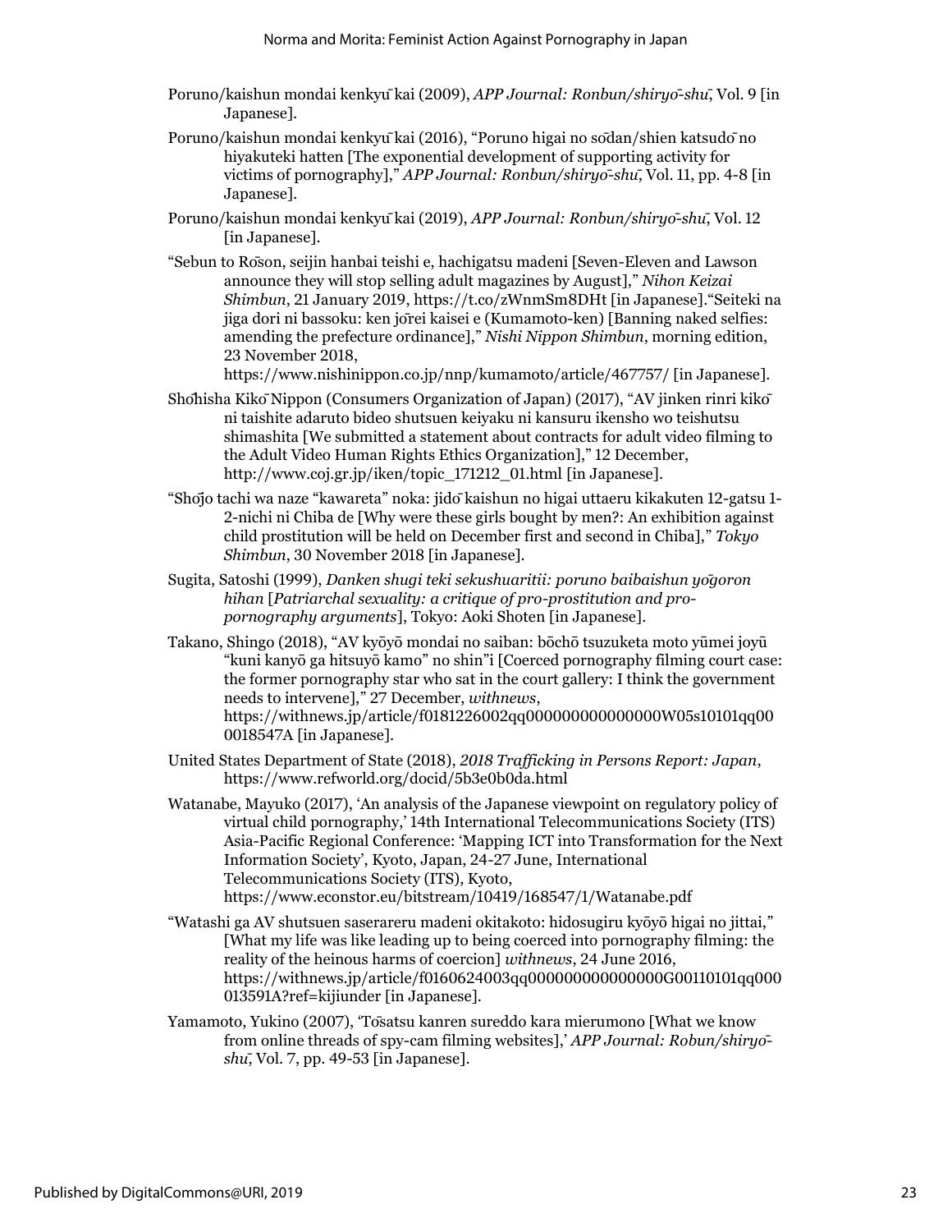Poruno/kaishun mondai kenkyū kai (2009), *APP Journal: Ronbun/shiryō-shū*, Vol. 9 [in Japanese].

Poruno/kaishun mondai kenkyū kai (2016), "Poruno higai no sōdan/shien katsudō no hiyakuteki hatten [The exponential development of supporting activity for victims of pornography]," *APP Journal: Ronbun/shiryō-shū*, Vol. 11, pp. 4-8 [in Japanese].

Poruno/kaishun mondai kenkyū kai (2019), *APP Journal: Ronbun/shiryō-shū*, Vol. 12 [in Japanese].

"Sebun to Rōson, seijin hanbai teishi e, hachigatsu madeni [Seven-Eleven and Lawson announce they will stop selling adult magazines by August]," *Nihon Keizai Shimbun*, 21 January 2019, https://t.co/zWnmSm8DHt [in Japanese]."Seiteki na jiga dori ni bassoku: ken jōrei kaisei e (Kumamoto-ken) [Banning naked selfies: amending the prefecture ordinance]," *Nishi Nippon Shimbun*, morning edition, 23 November 2018, https://www.nishinippon.co.jp/nnp/kumamoto/article/467757/ [in Japanese].

Shōhisha Kikō Nippon (Consumers Organization of Japan) (2017), "AV jinken rinri kikō ni taishite adaruto bideo shutsuen keiyaku ni kansuru ikensho wo teishutsu shimashita [We submitted a statement about contracts for adult video filming to the Adult Video Human Rights Ethics Organization]," 12 December, http://www.coj.gr.jp/iken/topic_171212_01.html [in Japanese].

"Shōjo tachi wa naze "kawareta" noka: jidō kaishun no higai uttaeru kikakuten 12-gatsu 1-2-nichi ni Chiba de [Why were these girls bought by men?: An exhibition against child prostitution will be held on December first and second in Chiba]," *Tokyo Shimbun*, 30 November 2018 [in Japanese].

Sugita, Satoshi (1999), *Danken shugi teki sekushuaritii: poruno baibaishun yōgoron hihan* [*Patriarchal sexuality: a critique of pro-prostitution and pro-pornography arguments*], Tokyo: Aoki Shoten [in Japanese].

Takano, Shingo (2018), "AV kyōyō mondai no saiban: bōchō tsuzuketa moto yūmei joyū "kuni kanyō ga hitsuyō kamo" no shin"i [Coerced pornography filming court case: the former pornography star who sat in the court gallery: I think the government needs to intervene]," 27 December, *withnews*, https://withnews.jp/article/f0181226002qq000000000000000W05s10101qq000018547A [in Japanese].

United States Department of State (2018), *2018 Trafficking in Persons Report: Japan*, https://www.refworld.org/docid/5b3e0b0da.html

Watanabe, Mayuko (2017), 'An analysis of the Japanese viewpoint on regulatory policy of virtual child pornography,' 14th International Telecommunications Society (ITS) Asia-Pacific Regional Conference: 'Mapping ICT into Transformation for the Next Information Society', Kyoto, Japan, 24-27 June, International Telecommunications Society (ITS), Kyoto, https://www.econstor.eu/bitstream/10419/168547/1/Watanabe.pdf

"Watashi ga AV shutsuen saserareru madeni okitakoto: hidosugiru kyōyō higai no jittai," [What my life was like leading up to being coerced into pornography filming: the reality of the heinous harms of coercion] *withnews*, 24 June 2016, https://withnews.jp/article/f0160624003qq000000000000000G00110101qq000013591A?ref=kijiunder [in Japanese].

Yamamoto, Yukino (2007), 'Tōsatsu kanren sureddo kara mierumono [What we know from online threads of spy-cam filming websites],' *APP Journal: Robun/shiryō-shū*, Vol. 7, pp. 49-53 [in Japanese].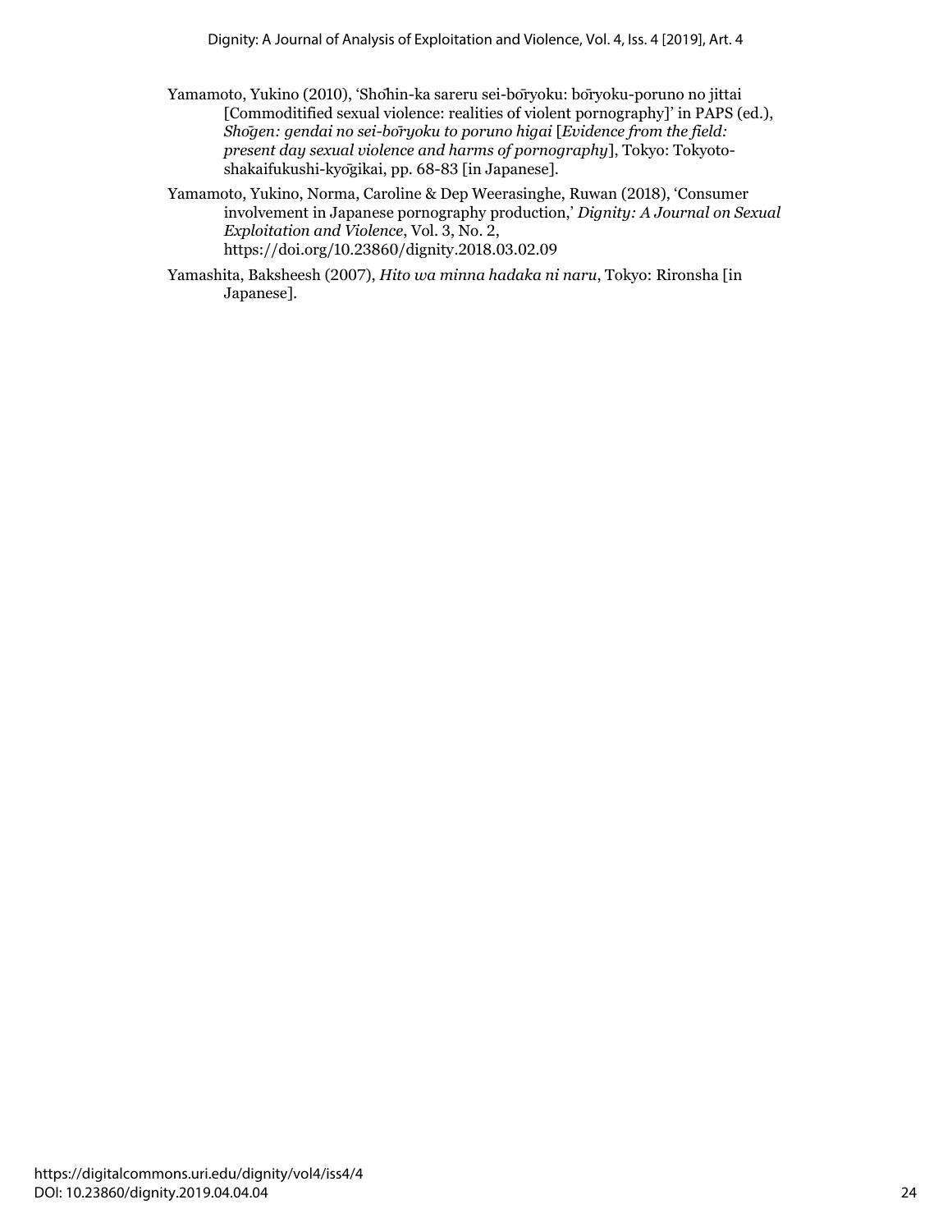Yamamoto, Yukino (2010), 'Shōhin-ka sareru sei-bōryoku: bōryoku-poruno no jittai [Commoditified sexual violence: realities of violent pornography]' in PAPS (ed.), *Shōgen: gendai no sei-bōryoku to poruno higai* [*Evidence from the field: present day sexual violence and harms of pornography*], Tokyo: Tokyoto-shakaifukushi-kyōgikai, pp. 68-83 [in Japanese].

Yamamoto, Yukino, Norma, Caroline & Dep Weerasinghe, Ruwan (2018), 'Consumer involvement in Japanese pornography production,' *Dignity: A Journal on Sexual Exploitation and Violence*, Vol. 3, No. 2, https://doi.org/10.23860/dignity.2018.03.02.09

Yamashita, Baksheesh (2007), *Hito wa minna hadaka ni naru*, Tokyo: Rironsha [in Japanese].